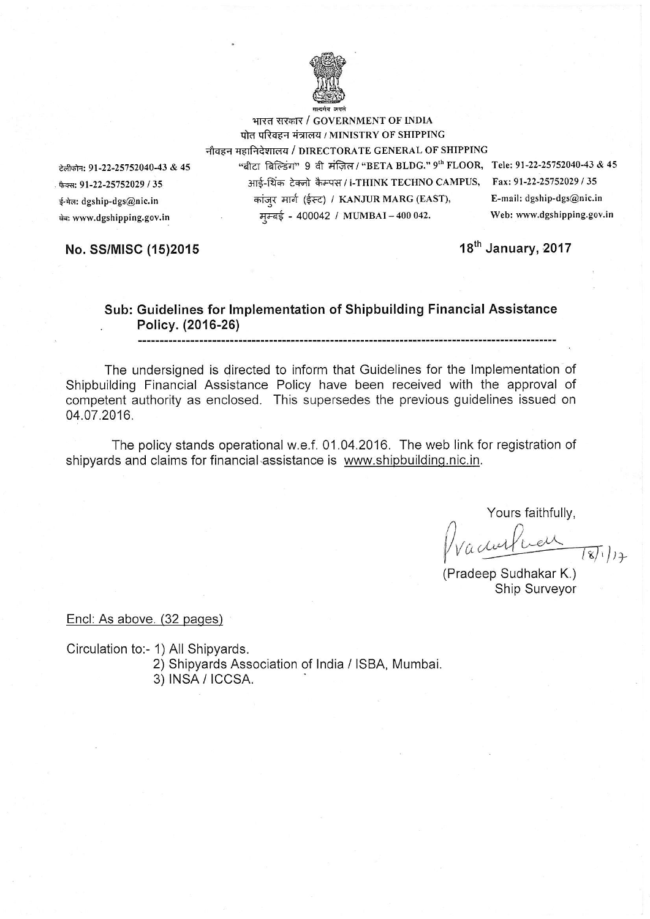भारत सरकार / GOVERNMENT OF INDIA
पोत परिवहन मंत्रालय / MINISTRY OF SHIPPING
नौवहन महानिदेशालय / DIRECTORATE GENERAL OF SHIPPING

"बीटा बिल्डिंग" 9 वी मंज़िल / "BETA BLDG." 9th FLOOR,
आई-थिंक टेक्नो कैम्पस / i-THINK TECHNO CAMPUS,
कांजुर मार्ग (ईस्ट) / KANJUR MARG (EAST),
मुम्बई - 400042 / MUMBAI – 400 042.

टेलीफोन: 91-22-25752040-43 & 45
फैक्स: 91-22-25752029 / 35
ई-मेल: dgship-dgs@nic.in
वेब: www.dgshipping.gov.in

Tele: 91-22-25752040-43 & 45
Fax: 91-22-25752029 / 35
E-mail: dgship-dgs@nic.in
Web: www.dgshipping.gov.in

**No. SS/MISC (15)2015** **18th January, 2017**

**Sub: Guidelines for Implementation of Shipbuilding Financial Assistance Policy. (2016-26)**

The undersigned is directed to inform that Guidelines for the Implementation of Shipbuilding Financial Assistance Policy have been received with the approval of competent authority as enclosed. This supersedes the previous guidelines issued on 04.07.2016.

The policy stands operational w.e.f. 01.04.2016. The web link for registration of shipyards and claims for financial assistance is www.shipbuilding.nic.in.

Yours faithfully,

18/1/17

(Pradeep Sudhakar K.)
Ship Surveyor

Encl: As above. (32 pages)

Circulation to:- 1) All Shipyards.
2) Shipyards Association of India / ISBA, Mumbai.
3) INSA / ICCSA.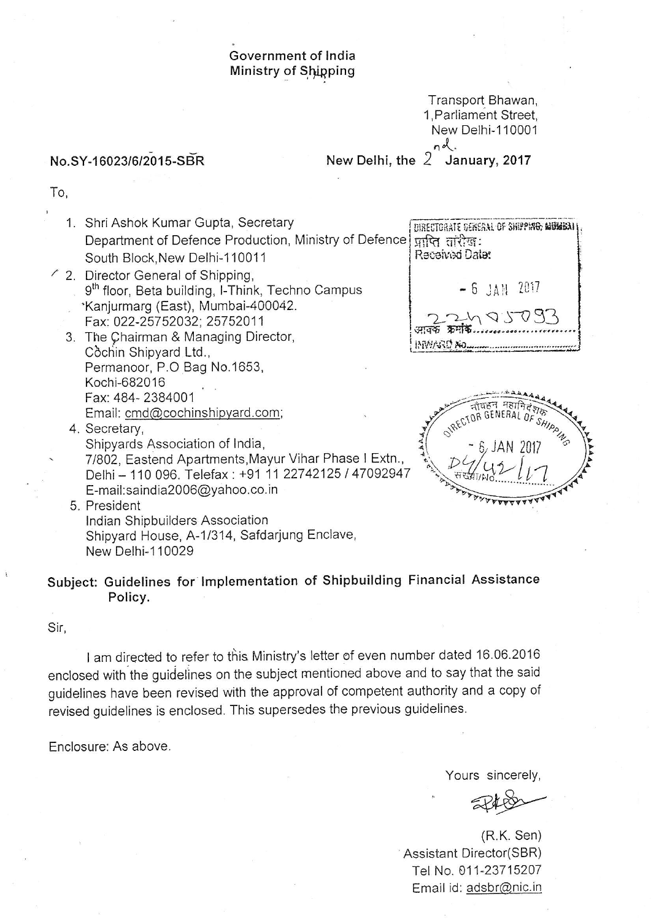Government of India
Ministry of Shipping

Transport Bhawan,
1,Parliament Street,
New Delhi-110001

No.SY-16023/6/2015-SBR

New Delhi, the 2nd January, 2017

To,

1. Shri Ashok Kumar Gupta, Secretary
   Department of Defence Production, Ministry of Defence
   South Block,New Delhi-110011
2. Director General of Shipping,
   9th floor, Beta building, I-Think, Techno Campus
   Kanjurmarg (East), Mumbai-400042.
   Fax: 022-25752032; 25752011
3. The Chairman & Managing Director,
   Cochin Shipyard Ltd.,
   Permanoor, P.O Bag No.1653,
   Kochi-682016
   Fax: 484- 2384001
   Email: cmd@cochinshipyard.com;
4. Secretary,
   Shipyards Association of India,
   7/802, Eastend Apartments,Mayur Vihar Phase I Extn.,
   Delhi – 110 096. Telefax : +91 11 22742125 / 47092947
   E-mail:saindia2006@yahoo.co.in
5. President
   Indian Shipbuilders Association
   Shipyard House, A-1/314, Safdarjung Enclave,
   New Delhi-110029

DIRECTORATE GENERAL OF SHIPPING, MUMBAI
प्राप्ति तारीख:
Received Date: - 6 JAN 2017
आवक क्रमांक/INWARD No. 22405093

नौवहन महानिदेशक
DIRECTOR GENERAL OF SHIPPING
- 6 JAN 2017
संख्या/NO. D4/42/17

**Subject: Guidelines for Implementation of Shipbuilding Financial Assistance Policy.**

Sir,

I am directed to refer to this Ministry's letter of even number dated 16.06.2016 enclosed with the guidelines on the subject mentioned above and to say that the said guidelines have been revised with the approval of competent authority and a copy of revised guidelines is enclosed. This supersedes the previous guidelines.

Enclosure: As above.

Yours sincerely,

(R.K. Sen)
Assistant Director(SBR)
Tel No. 011-23715207
Email id: adsbr@nic.in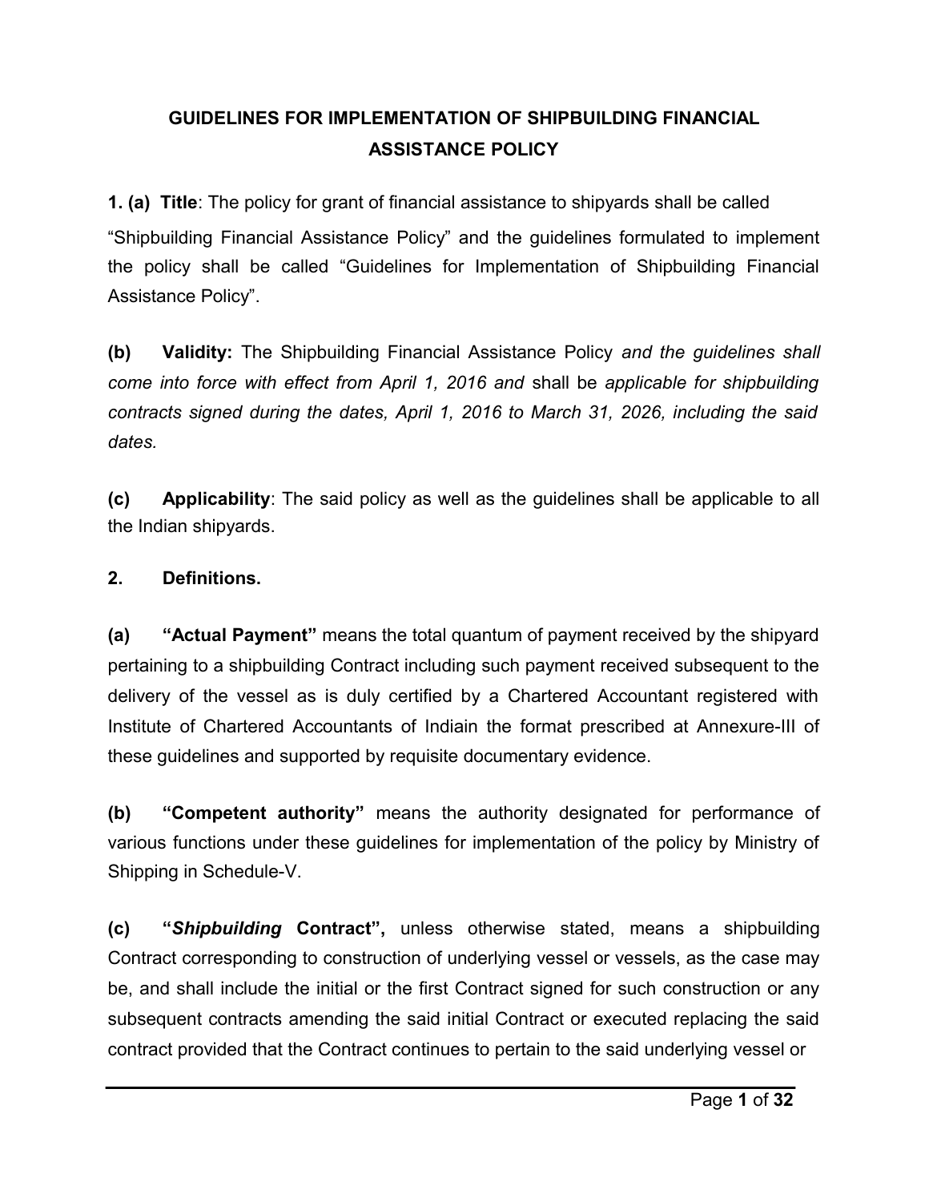# GUIDELINES FOR IMPLEMENTATION OF SHIPBUILDING FINANCIAL ASSISTANCE POLICY

**1. (a) Title**: The policy for grant of financial assistance to shipyards shall be called "Shipbuilding Financial Assistance Policy" and the guidelines formulated to implement the policy shall be called "Guidelines for Implementation of Shipbuilding Financial Assistance Policy".

**(b) Validity:** The Shipbuilding Financial Assistance Policy *and the guidelines shall come into force with effect from April 1, 2016 and* shall be *applicable for shipbuilding contracts signed during the dates, April 1, 2016 to March 31, 2026, including the said dates.*

**(c) Applicability**: The said policy as well as the guidelines shall be applicable to all the Indian shipyards.

**2. Definitions.**

**(a) "Actual Payment"** means the total quantum of payment received by the shipyard pertaining to a shipbuilding Contract including such payment received subsequent to the delivery of the vessel as is duly certified by a Chartered Accountant registered with Institute of Chartered Accountants of Indiain the format prescribed at Annexure-III of these guidelines and supported by requisite documentary evidence.

**(b) "Competent authority"** means the authority designated for performance of various functions under these guidelines for implementation of the policy by Ministry of Shipping in Schedule-V.

**(c) "*Shipbuilding* Contract",** unless otherwise stated, means a shipbuilding Contract corresponding to construction of underlying vessel or vessels, as the case may be, and shall include the initial or the first Contract signed for such construction or any subsequent contracts amending the said initial Contract or executed replacing the said contract provided that the Contract continues to pertain to the said underlying vessel or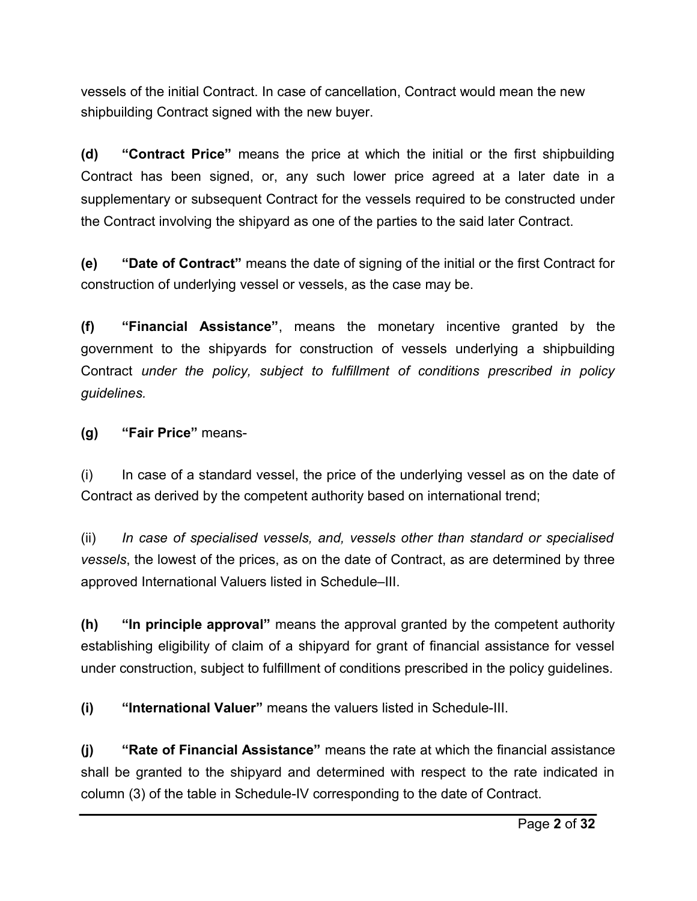vessels of the initial Contract. In case of cancellation, Contract would mean the new shipbuilding Contract signed with the new buyer.

**(d) "Contract Price"** means the price at which the initial or the first shipbuilding Contract has been signed, or, any such lower price agreed at a later date in a supplementary or subsequent Contract for the vessels required to be constructed under the Contract involving the shipyard as one of the parties to the said later Contract.

**(e) "Date of Contract"** means the date of signing of the initial or the first Contract for construction of underlying vessel or vessels, as the case may be.

**(f) "Financial Assistance"**, means the monetary incentive granted by the government to the shipyards for construction of vessels underlying a shipbuilding Contract *under the policy, subject to fulfillment of conditions prescribed in policy guidelines.*

**(g) "Fair Price"** means-

(i) In case of a standard vessel, the price of the underlying vessel as on the date of Contract as derived by the competent authority based on international trend;

(ii) *In case of specialised vessels, and, vessels other than standard or specialised vessels*, the lowest of the prices, as on the date of Contract, as are determined by three approved International Valuers listed in Schedule–III.

**(h) "In principle approval"** means the approval granted by the competent authority establishing eligibility of claim of a shipyard for grant of financial assistance for vessel under construction, subject to fulfillment of conditions prescribed in the policy guidelines.

**(i) "International Valuer"** means the valuers listed in Schedule-III.

**(j) "Rate of Financial Assistance"** means the rate at which the financial assistance shall be granted to the shipyard and determined with respect to the rate indicated in column (3) of the table in Schedule-IV corresponding to the date of Contract.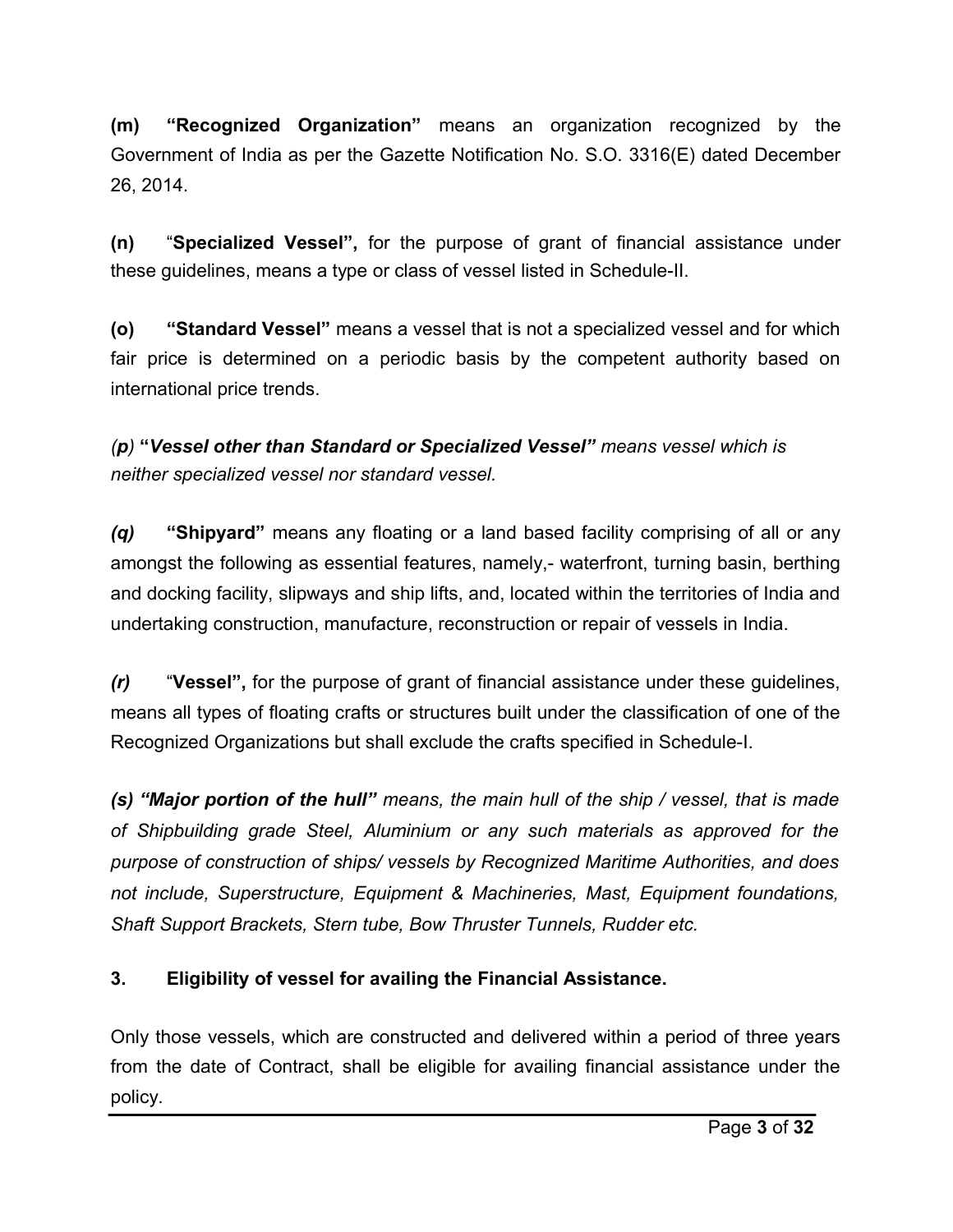**(m)** **"Recognized Organization"** means an organization recognized by the Government of India as per the Gazette Notification No. S.O. 3316(E) dated December 26, 2014.

**(n)** "**Specialized Vessel",** for the purpose of grant of financial assistance under these guidelines, means a type or class of vessel listed in Schedule-II.

**(o)** **"Standard Vessel"** means a vessel that is not a specialized vessel and for which fair price is determined on a periodic basis by the competent authority based on international price trends.

*(p)* ***"Vessel other than Standard or Specialized Vessel"*** *means vessel which is neither specialized vessel nor standard vessel.*

***(q)*** **"Shipyard"** means any floating or a land based facility comprising of all or any amongst the following as essential features, namely,- waterfront, turning basin, berthing and docking facility, slipways and ship lifts, and, located within the territories of India and undertaking construction, manufacture, reconstruction or repair of vessels in India.

***(r)*** "**Vessel",** for the purpose of grant of financial assistance under these guidelines, means all types of floating crafts or structures built under the classification of one of the Recognized Organizations but shall exclude the crafts specified in Schedule-I.

***(s) "Major portion of the hull"*** *means, the main hull of the ship / vessel, that is made of Shipbuilding grade Steel, Aluminium or any such materials as approved for the purpose of construction of ships/ vessels by Recognized Maritime Authorities, and does not include, Superstructure, Equipment & Machineries, Mast, Equipment foundations, Shaft Support Brackets, Stern tube, Bow Thruster Tunnels, Rudder etc.*

## 3. Eligibility of vessel for availing the Financial Assistance.

Only those vessels, which are constructed and delivered within a period of three years from the date of Contract, shall be eligible for availing financial assistance under the policy.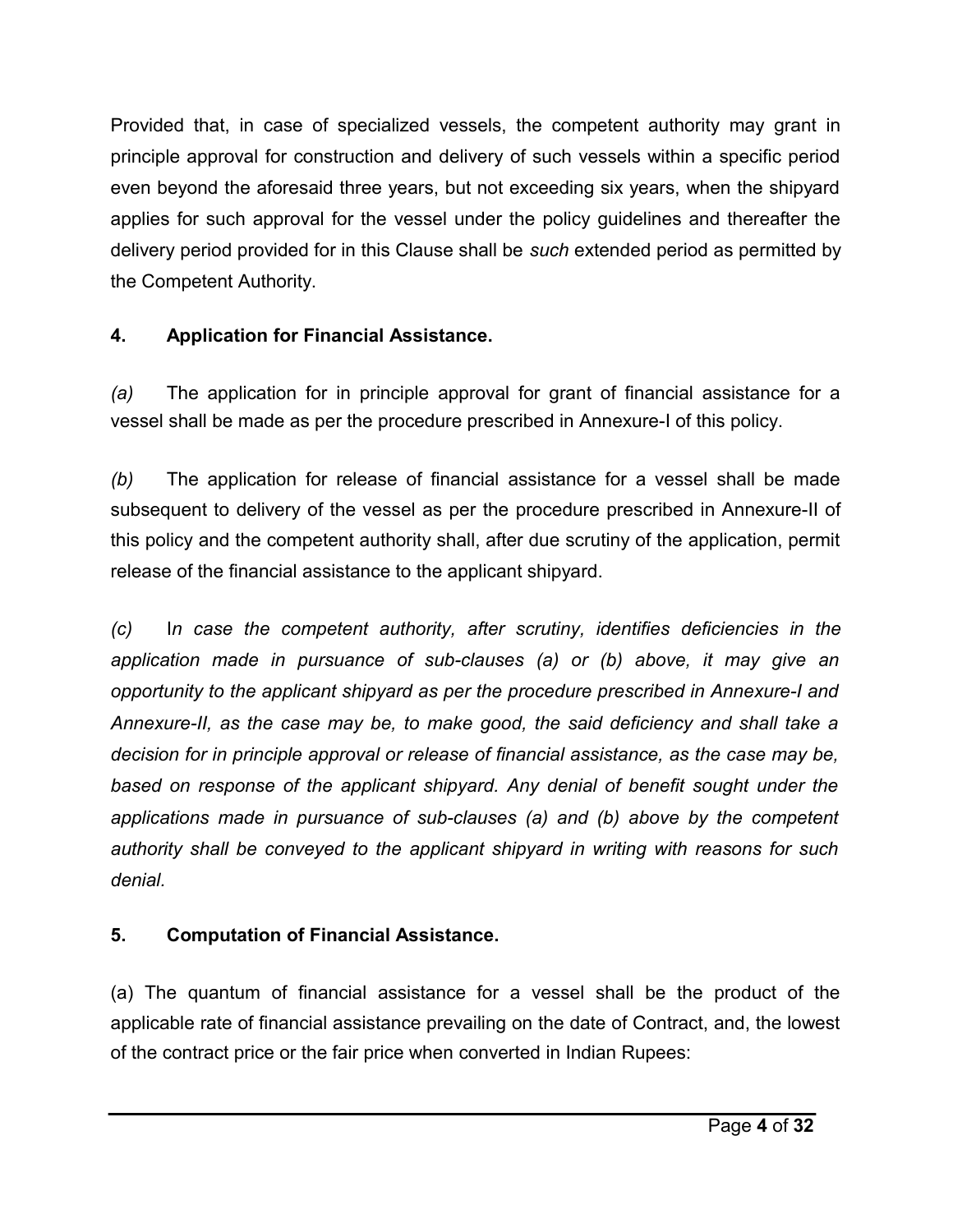Provided that, in case of specialized vessels, the competent authority may grant in principle approval for construction and delivery of such vessels within a specific period even beyond the aforesaid three years, but not exceeding six years, when the shipyard applies for such approval for the vessel under the policy guidelines and thereafter the delivery period provided for in this Clause shall be *such* extended period as permitted by the Competent Authority.

**4. Application for Financial Assistance.**

*(a)* The application for in principle approval for grant of financial assistance for a vessel shall be made as per the procedure prescribed in Annexure-I of this policy.

*(b)* The application for release of financial assistance for a vessel shall be made subsequent to delivery of the vessel as per the procedure prescribed in Annexure-II of this policy and the competent authority shall, after due scrutiny of the application, permit release of the financial assistance to the applicant shipyard.

*(c) In case the competent authority, after scrutiny, identifies deficiencies in the application made in pursuance of sub-clauses (a) or (b) above, it may give an opportunity to the applicant shipyard as per the procedure prescribed in Annexure-I and Annexure-II, as the case may be, to make good, the said deficiency and shall take a decision for in principle approval or release of financial assistance, as the case may be, based on response of the applicant shipyard. Any denial of benefit sought under the applications made in pursuance of sub-clauses (a) and (b) above by the competent authority shall be conveyed to the applicant shipyard in writing with reasons for such denial.*

**5. Computation of Financial Assistance.**

(a) The quantum of financial assistance for a vessel shall be the product of the applicable rate of financial assistance prevailing on the date of Contract, and, the lowest of the contract price or the fair price when converted in Indian Rupees: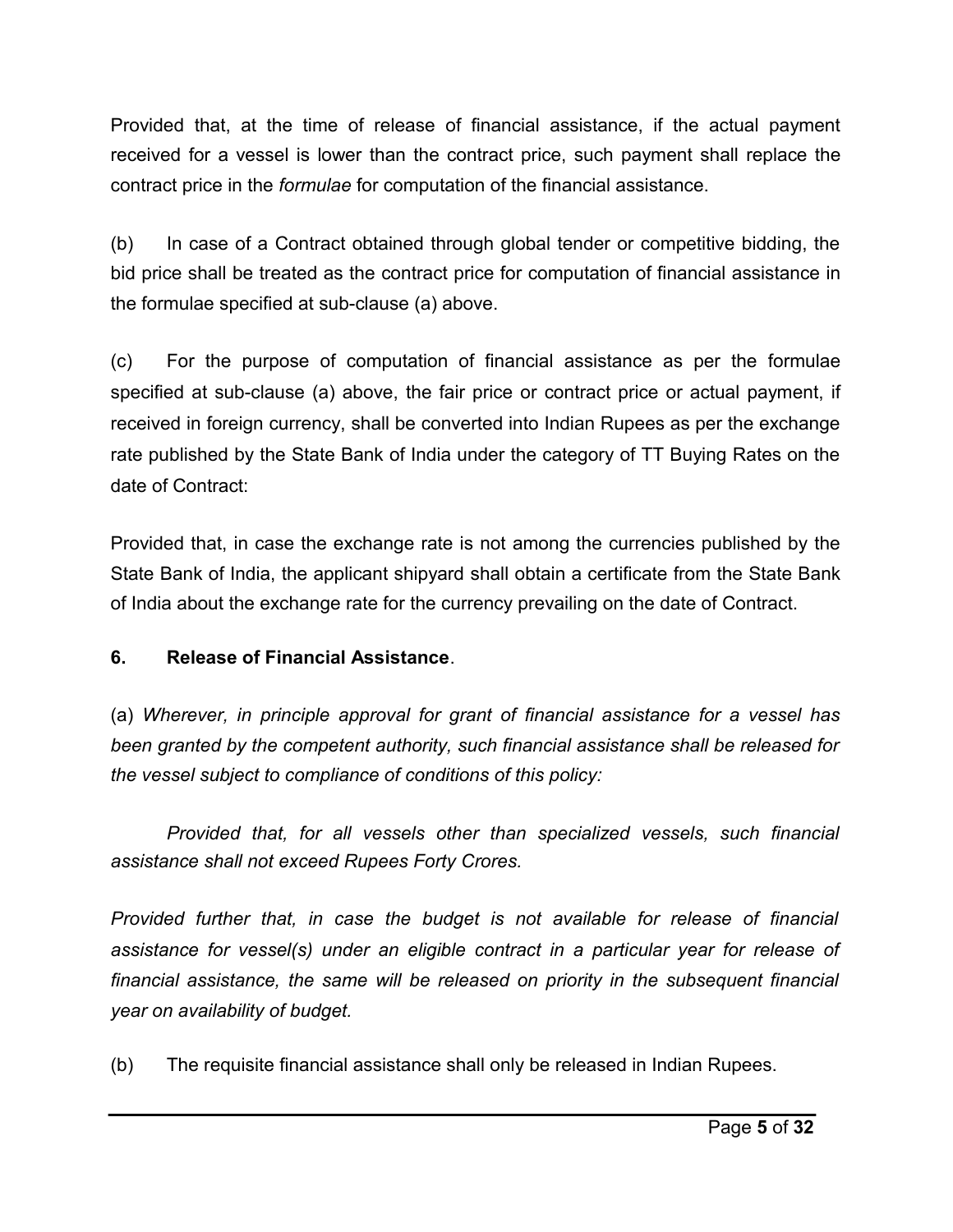Provided that, at the time of release of financial assistance, if the actual payment received for a vessel is lower than the contract price, such payment shall replace the contract price in the *formulae* for computation of the financial assistance.

(b) In case of a Contract obtained through global tender or competitive bidding, the bid price shall be treated as the contract price for computation of financial assistance in the formulae specified at sub-clause (a) above.

(c) For the purpose of computation of financial assistance as per the formulae specified at sub-clause (a) above, the fair price or contract price or actual payment, if received in foreign currency, shall be converted into Indian Rupees as per the exchange rate published by the State Bank of India under the category of TT Buying Rates on the date of Contract:

Provided that, in case the exchange rate is not among the currencies published by the State Bank of India, the applicant shipyard shall obtain a certificate from the State Bank of India about the exchange rate for the currency prevailing on the date of Contract.

**6. Release of Financial Assistance**.

(a) *Wherever, in principle approval for grant of financial assistance for a vessel has been granted by the competent authority, such financial assistance shall be released for the vessel subject to compliance of conditions of this policy:*

*Provided that, for all vessels other than specialized vessels, such financial assistance shall not exceed Rupees Forty Crores.*

*Provided further that, in case the budget is not available for release of financial assistance for vessel(s) under an eligible contract in a particular year for release of financial assistance, the same will be released on priority in the subsequent financial year on availability of budget.*

(b) The requisite financial assistance shall only be released in Indian Rupees.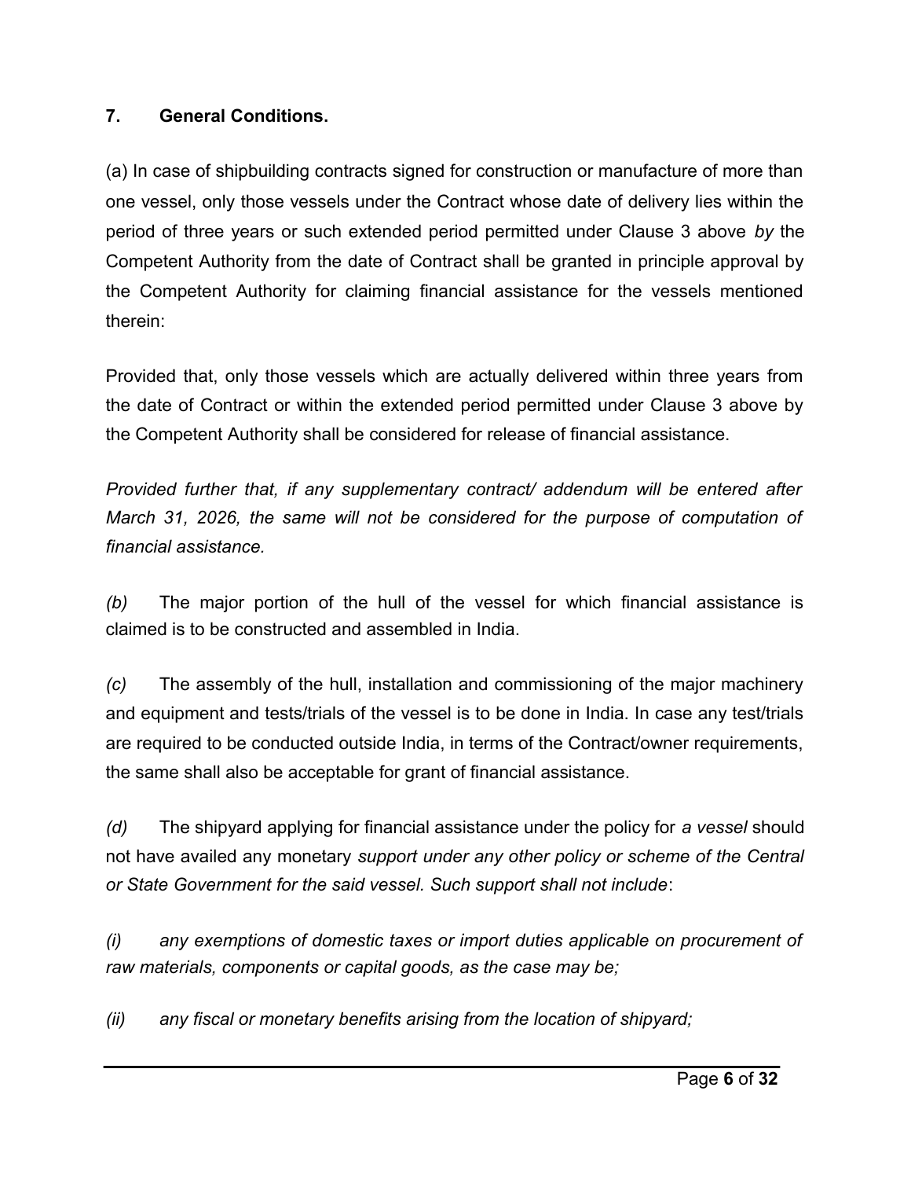## 7. General Conditions.

(a) In case of shipbuilding contracts signed for construction or manufacture of more than one vessel, only those vessels under the Contract whose date of delivery lies within the period of three years or such extended period permitted under Clause 3 above *by* the Competent Authority from the date of Contract shall be granted in principle approval by the Competent Authority for claiming financial assistance for the vessels mentioned therein:

Provided that, only those vessels which are actually delivered within three years from the date of Contract or within the extended period permitted under Clause 3 above by the Competent Authority shall be considered for release of financial assistance.

*Provided further that, if any supplementary contract/ addendum will be entered after March 31, 2026, the same will not be considered for the purpose of computation of financial assistance.*

*(b)* The major portion of the hull of the vessel for which financial assistance is claimed is to be constructed and assembled in India.

*(c)* The assembly of the hull, installation and commissioning of the major machinery and equipment and tests/trials of the vessel is to be done in India. In case any test/trials are required to be conducted outside India, in terms of the Contract/owner requirements, the same shall also be acceptable for grant of financial assistance.

*(d)* The shipyard applying for financial assistance under the policy for *a vessel* should not have availed any monetary *support under any other policy or scheme of the Central or State Government for the said vessel. Such support shall not include*:

*(i)* *any exemptions of domestic taxes or import duties applicable on procurement of raw materials, components or capital goods, as the case may be;*

*(ii)* *any fiscal or monetary benefits arising from the location of shipyard;*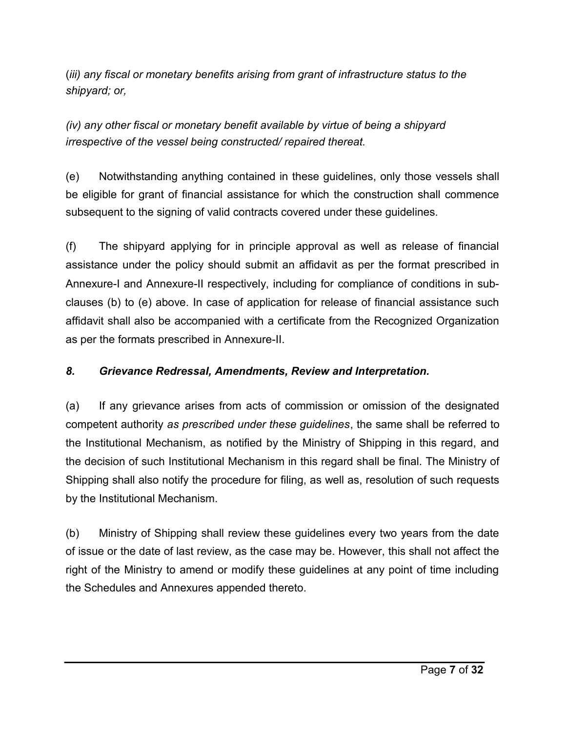(*iii) any fiscal or monetary benefits arising from grant of infrastructure status to the shipyard; or,*

*(iv) any other fiscal or monetary benefit available by virtue of being a shipyard irrespective of the vessel being constructed/ repaired thereat.*

(e) Notwithstanding anything contained in these guidelines, only those vessels shall be eligible for grant of financial assistance for which the construction shall commence subsequent to the signing of valid contracts covered under these guidelines.

(f) The shipyard applying for in principle approval as well as release of financial assistance under the policy should submit an affidavit as per the format prescribed in Annexure-I and Annexure-II respectively, including for compliance of conditions in sub-clauses (b) to (e) above. In case of application for release of financial assistance such affidavit shall also be accompanied with a certificate from the Recognized Organization as per the formats prescribed in Annexure-II.

### *8. Grievance Redressal, Amendments, Review and Interpretation.*

(a) If any grievance arises from acts of commission or omission of the designated competent authority *as prescribed under these guidelines*, the same shall be referred to the Institutional Mechanism, as notified by the Ministry of Shipping in this regard, and the decision of such Institutional Mechanism in this regard shall be final. The Ministry of Shipping shall also notify the procedure for filing, as well as, resolution of such requests by the Institutional Mechanism.

(b) Ministry of Shipping shall review these guidelines every two years from the date of issue or the date of last review, as the case may be. However, this shall not affect the right of the Ministry to amend or modify these guidelines at any point of time including the Schedules and Annexures appended thereto.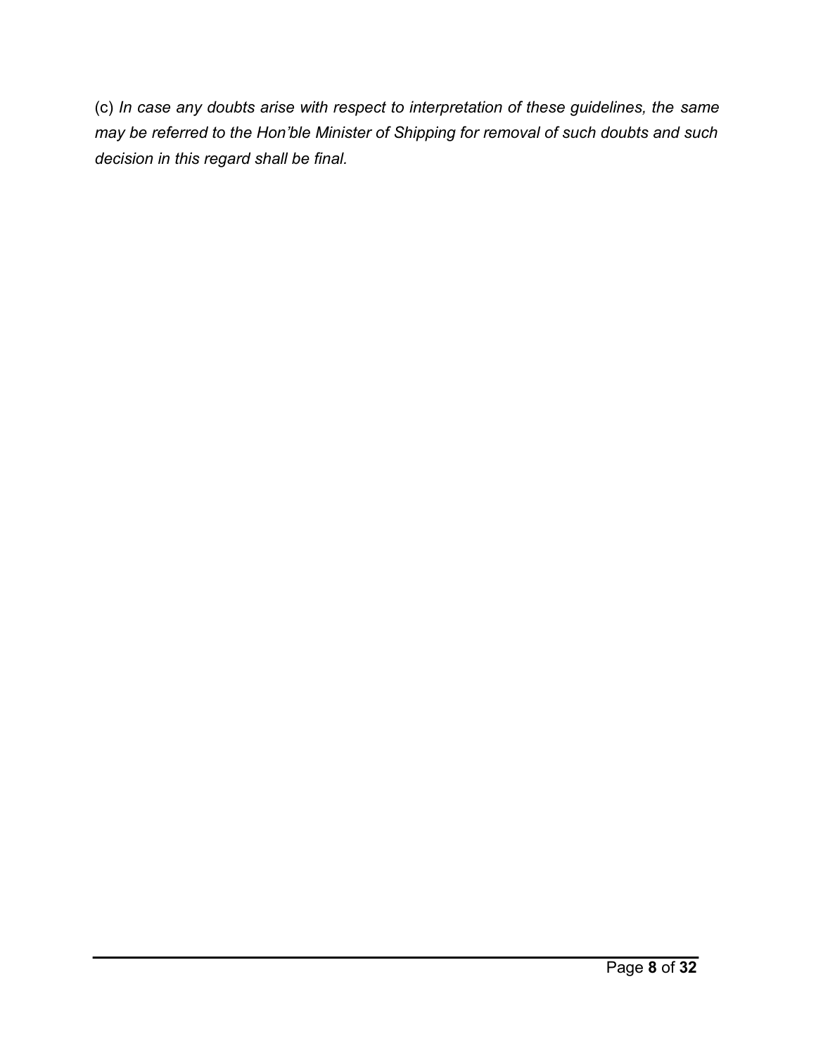(c) *In case any doubts arise with respect to interpretation of these guidelines, the same may be referred to the Hon'ble Minister of Shipping for removal of such doubts and such decision in this regard shall be final.*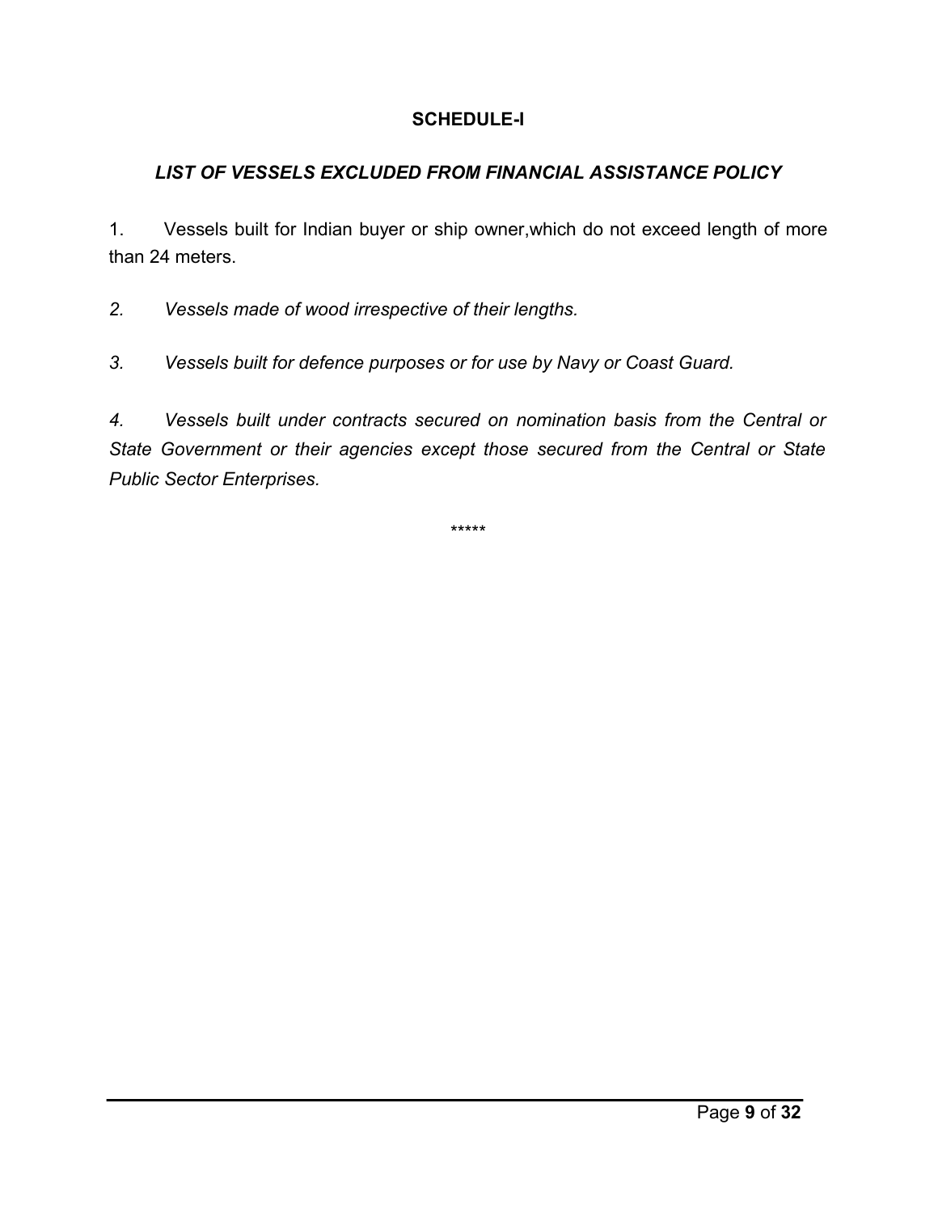**SCHEDULE-I**

***LIST OF VESSELS EXCLUDED FROM FINANCIAL ASSISTANCE POLICY***

1. Vessels built for Indian buyer or ship owner,which do not exceed length of more than 24 meters.

*2. Vessels made of wood irrespective of their lengths.*

*3. Vessels built for defence purposes or for use by Navy or Coast Guard.*

*4. Vessels built under contracts secured on nomination basis from the Central or State Government or their agencies except those secured from the Central or State Public Sector Enterprises.*

*****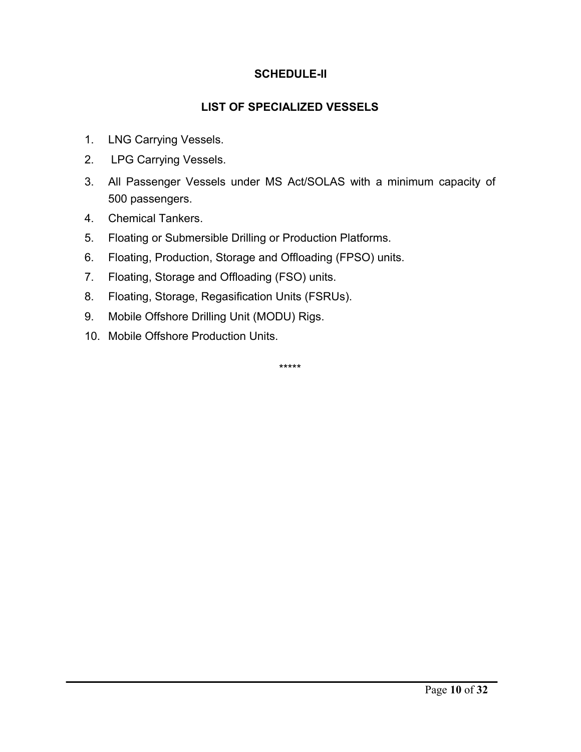## SCHEDULE-II

## LIST OF SPECIALIZED VESSELS

1. LNG Carrying Vessels.
2. LPG Carrying Vessels.
3. All Passenger Vessels under MS Act/SOLAS with a minimum capacity of 500 passengers.
4. Chemical Tankers.
5. Floating or Submersible Drilling or Production Platforms.
6. Floating, Production, Storage and Offloading (FPSO) units.
7. Floating, Storage and Offloading (FSO) units.
8. Floating, Storage, Regasification Units (FSRUs).
9. Mobile Offshore Drilling Unit (MODU) Rigs.
10. Mobile Offshore Production Units.

*****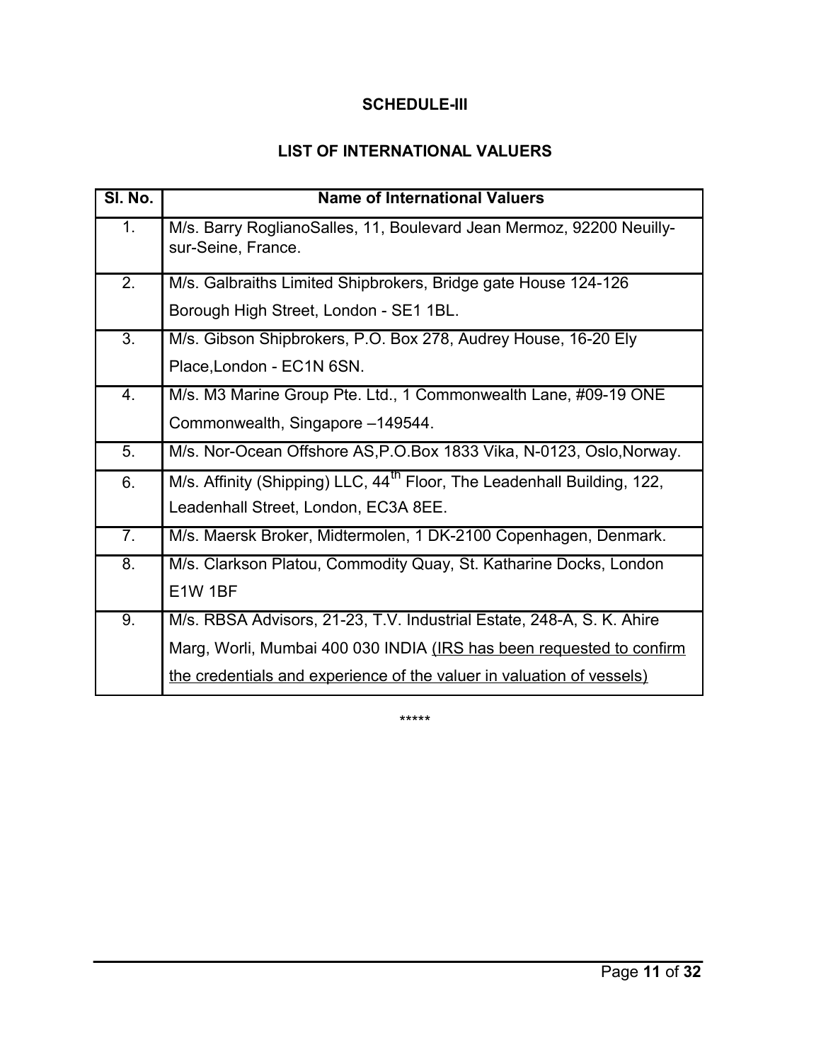**SCHEDULE-III**

**LIST OF INTERNATIONAL VALUERS**

| Sl. No. | Name of International Valuers |
|---|---|
| 1. | M/s. Barry RoglianoSalles, 11, Boulevard Jean Mermoz, 92200 Neuilly-sur-Seine, France. |
| 2. | M/s. Galbraiths Limited Shipbrokers, Bridge gate House 124-126 Borough High Street, London - SE1 1BL. |
| 3. | M/s. Gibson Shipbrokers, P.O. Box 278, Audrey House, 16-20 Ely Place,London - EC1N 6SN. |
| 4. | M/s. M3 Marine Group Pte. Ltd., 1 Commonwealth Lane, #09-19 ONE Commonwealth, Singapore –149544. |
| 5. | M/s. Nor-Ocean Offshore AS,P.O.Box 1833 Vika, N-0123, Oslo,Norway. |
| 6. | M/s. Affinity (Shipping) LLC, 44th Floor, The Leadenhall Building, 122, Leadenhall Street, London, EC3A 8EE. |
| 7. | M/s. Maersk Broker, Midtermolen, 1 DK-2100 Copenhagen, Denmark. |
| 8. | M/s. Clarkson Platou, Commodity Quay, St. Katharine Docks, London E1W 1BF |
| 9. | M/s. RBSA Advisors, 21-23, T.V. Industrial Estate, 248-A, S. K. Ahire Marg, Worli, Mumbai 400 030 INDIA <u>(IRS has been requested to confirm the credentials and experience of the valuer in valuation of vessels)</u> |

*****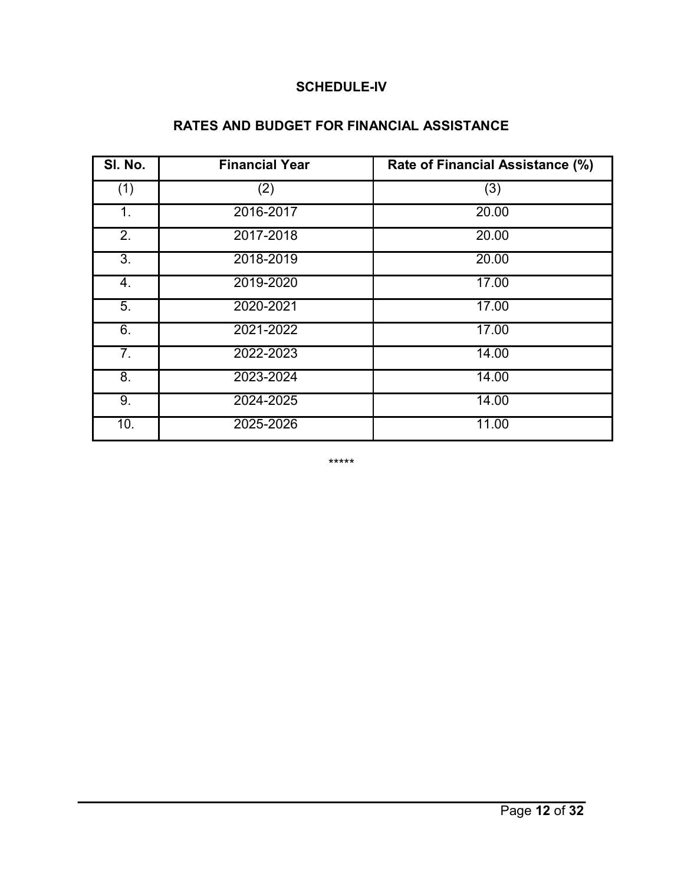# SCHEDULE-IV

## RATES AND BUDGET FOR FINANCIAL ASSISTANCE

| Sl. No. | Financial Year | Rate of Financial Assistance (%) |
|---|---|---|
| (1) | (2) | (3) |
| 1. | 2016-2017 | 20.00 |
| 2. | 2017-2018 | 20.00 |
| 3. | 2018-2019 | 20.00 |
| 4. | 2019-2020 | 17.00 |
| 5. | 2020-2021 | 17.00 |
| 6. | 2021-2022 | 17.00 |
| 7. | 2022-2023 | 14.00 |
| 8. | 2023-2024 | 14.00 |
| 9. | 2024-2025 | 14.00 |
| 10. | 2025-2026 | 11.00 |

*****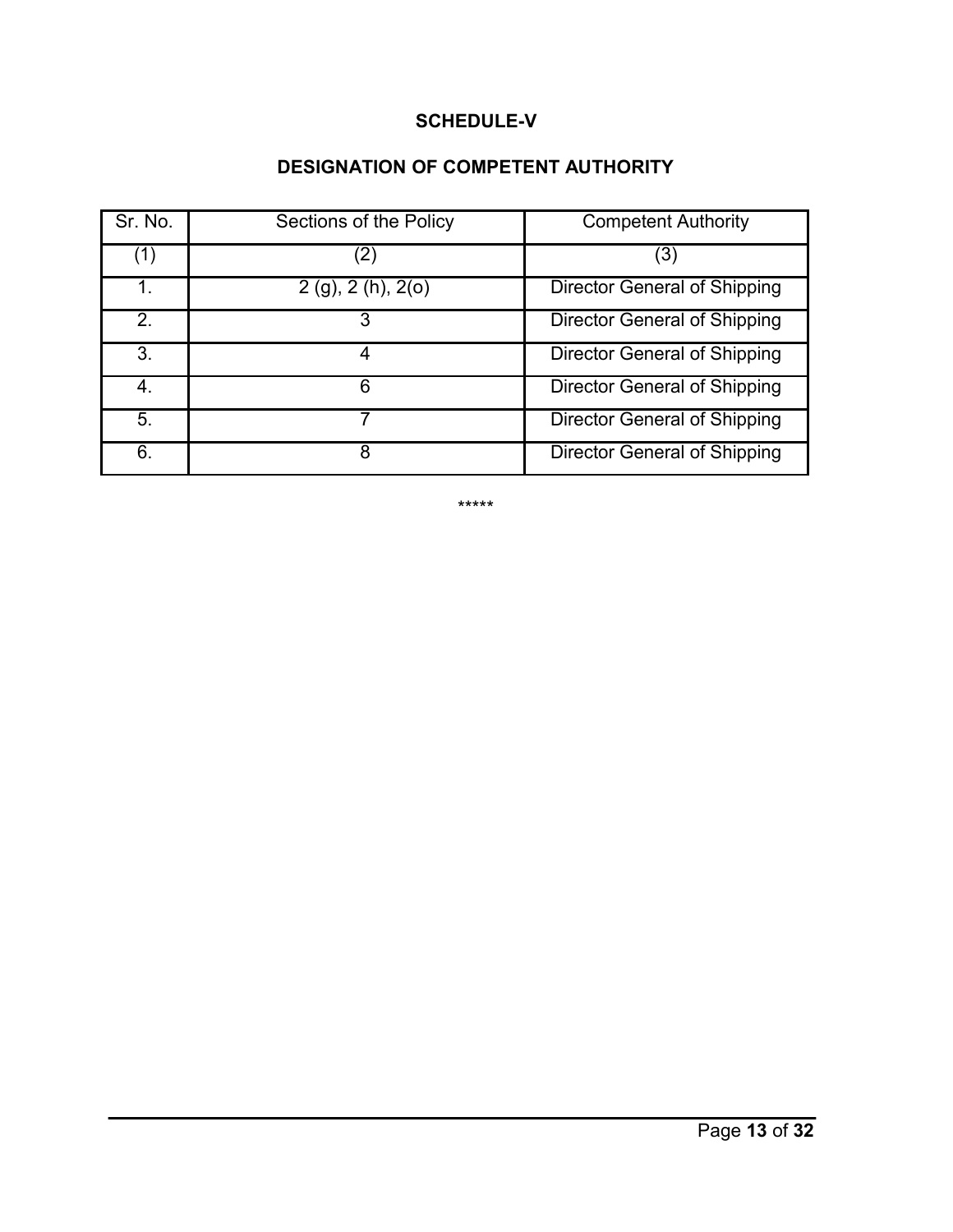## SCHEDULE-V

### DESIGNATION OF COMPETENT AUTHORITY

| Sr. No. | Sections of the Policy | Competent Authority |
|---|---|---|
| (1) | (2) | (3) |
| 1. | 2 (g), 2 (h), 2(o) | Director General of Shipping |
| 2. | 3 | Director General of Shipping |
| 3. | 4 | Director General of Shipping |
| 4. | 6 | Director General of Shipping |
| 5. | 7 | Director General of Shipping |
| 6. | 8 | Director General of Shipping |

*****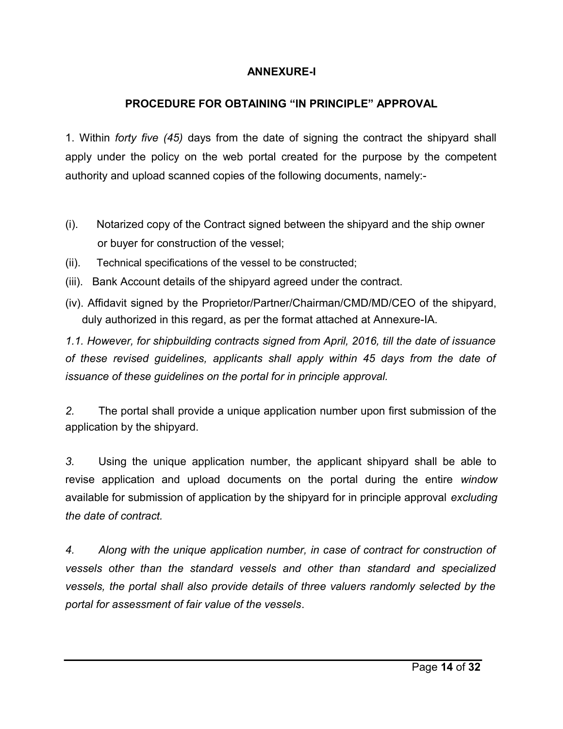## ANNEXURE-I

## PROCEDURE FOR OBTAINING "IN PRINCIPLE" APPROVAL

1. Within *forty five (45)* days from the date of signing the contract the shipyard shall apply under the policy on the web portal created for the purpose by the competent authority and upload scanned copies of the following documents, namely:-

(i). Notarized copy of the Contract signed between the shipyard and the ship owner or buyer for construction of the vessel;

(ii). Technical specifications of the vessel to be constructed;

(iii). Bank Account details of the shipyard agreed under the contract.

(iv). Affidavit signed by the Proprietor/Partner/Chairman/CMD/MD/CEO of the shipyard, duly authorized in this regard, as per the format attached at Annexure-IA.

*1.1. However, for shipbuilding contracts signed from April, 2016, till the date of issuance of these revised guidelines, applicants shall apply within 45 days from the date of issuance of these guidelines on the portal for in principle approval.*

*2.* The portal shall provide a unique application number upon first submission of the application by the shipyard.

*3.* Using the unique application number, the applicant shipyard shall be able to revise application and upload documents on the portal during the entire *window* available for submission of application by the shipyard for in principle approval *excluding the date of contract.*

*4. Along with the unique application number, in case of contract for construction of vessels other than the standard vessels and other than standard and specialized vessels, the portal shall also provide details of three valuers randomly selected by the portal for assessment of fair value of the vessels*.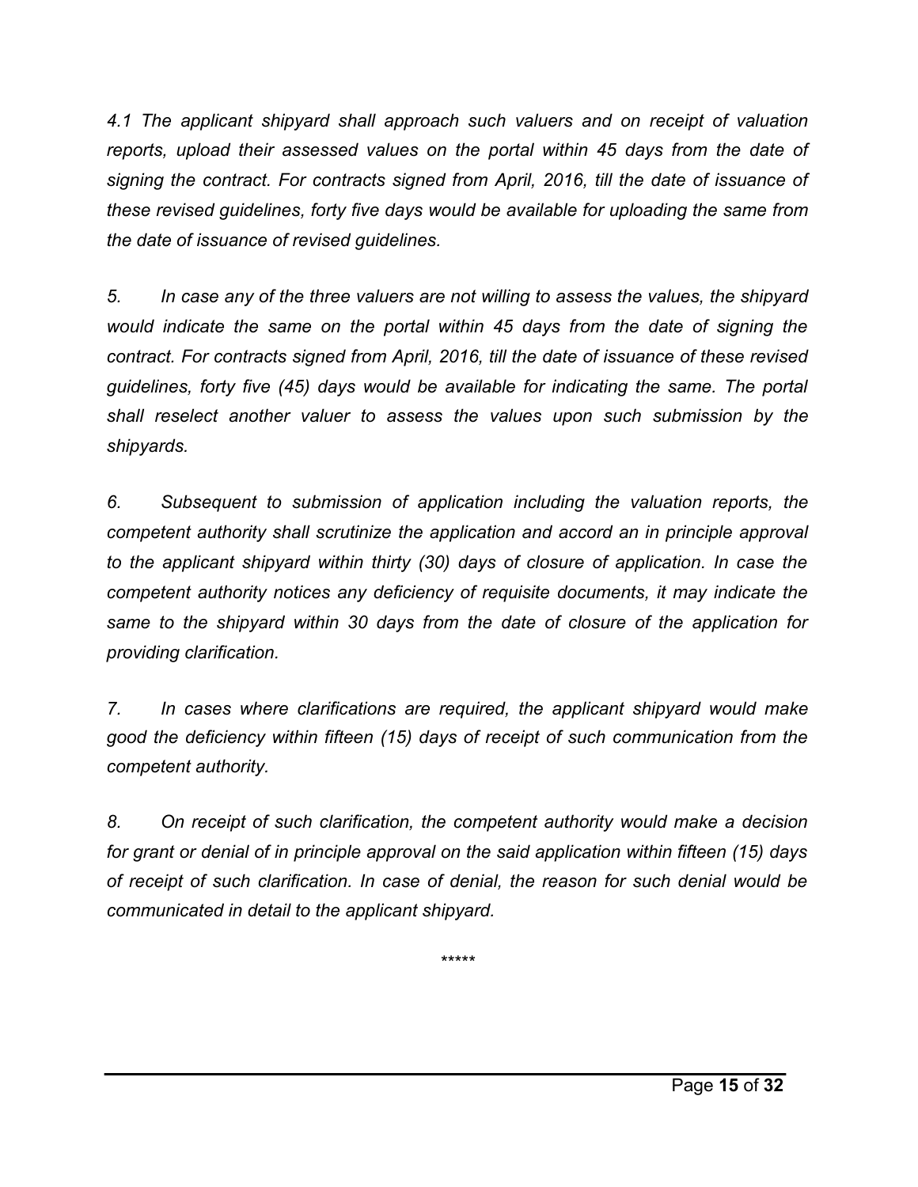*4.1 The applicant shipyard shall approach such valuers and on receipt of valuation reports, upload their assessed values on the portal within 45 days from the date of signing the contract. For contracts signed from April, 2016, till the date of issuance of these revised guidelines, forty five days would be available for uploading the same from the date of issuance of revised guidelines.*

*5. In case any of the three valuers are not willing to assess the values, the shipyard would indicate the same on the portal within 45 days from the date of signing the contract. For contracts signed from April, 2016, till the date of issuance of these revised guidelines, forty five (45) days would be available for indicating the same. The portal shall reselect another valuer to assess the values upon such submission by the shipyards.*

*6. Subsequent to submission of application including the valuation reports, the competent authority shall scrutinize the application and accord an in principle approval to the applicant shipyard within thirty (30) days of closure of application. In case the competent authority notices any deficiency of requisite documents, it may indicate the same to the shipyard within 30 days from the date of closure of the application for providing clarification.*

*7. In cases where clarifications are required, the applicant shipyard would make good the deficiency within fifteen (15) days of receipt of such communication from the competent authority.*

*8. On receipt of such clarification, the competent authority would make a decision for grant or denial of in principle approval on the said application within fifteen (15) days of receipt of such clarification. In case of denial, the reason for such denial would be communicated in detail to the applicant shipyard.*

*****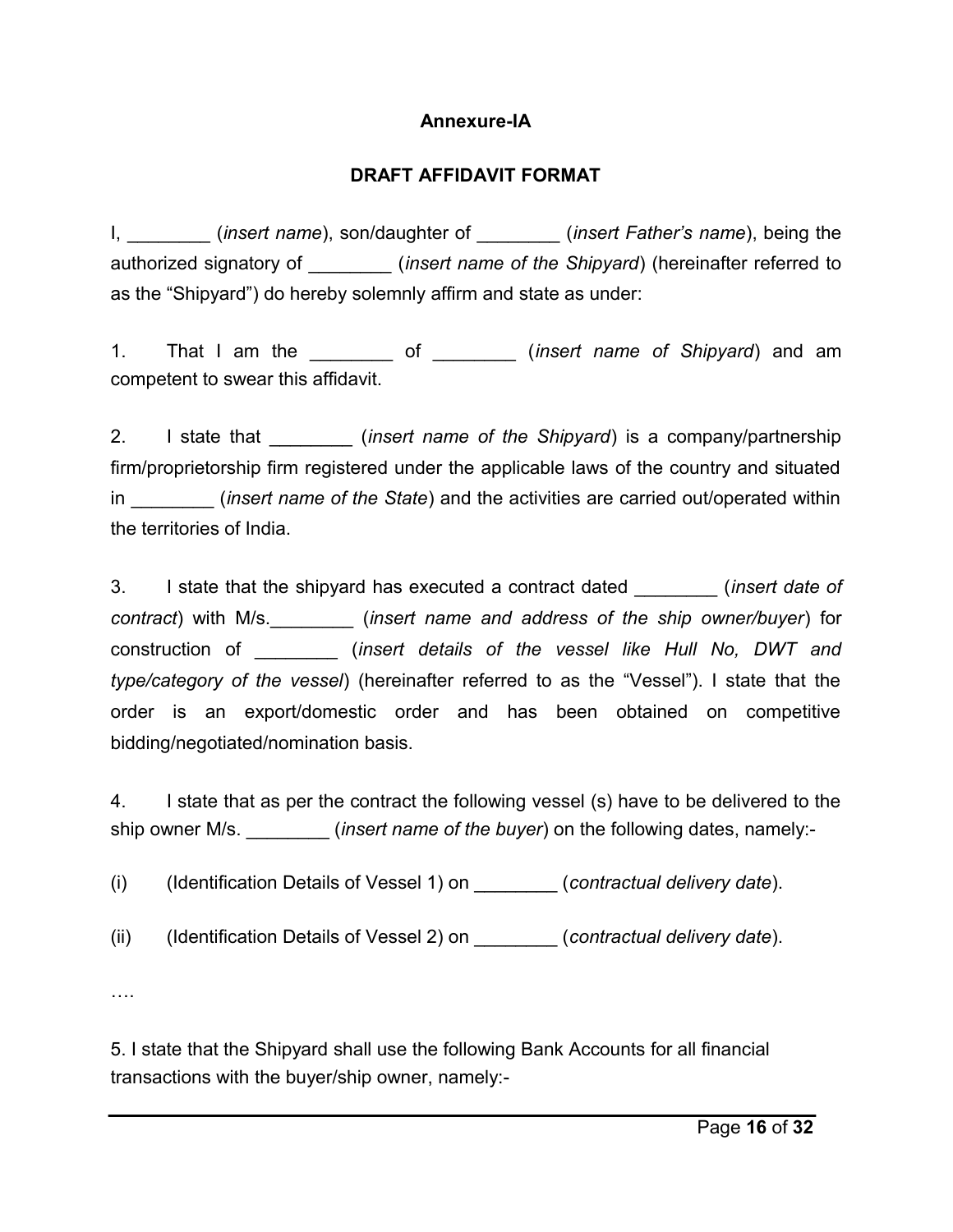**Annexure-IA**

**DRAFT AFFIDAVIT FORMAT**

I, ________ (*insert name*), son/daughter of ________ (*insert Father's name*), being the authorized signatory of ________ (*insert name of the Shipyard*) (hereinafter referred to as the "Shipyard") do hereby solemnly affirm and state as under:

1. That I am the ________ of ________ (*insert name of Shipyard*) and am competent to swear this affidavit.

2. I state that ________ (*insert name of the Shipyard*) is a company/partnership firm/proprietorship firm registered under the applicable laws of the country and situated in ________ (*insert name of the State*) and the activities are carried out/operated within the territories of India.

3. I state that the shipyard has executed a contract dated ________ (*insert date of contract*) with M/s.________ (*insert name and address of the ship owner/buyer*) for construction of ________ (*insert details of the vessel like Hull No, DWT and type/category of the vessel*) (hereinafter referred to as the "Vessel"). I state that the order is an export/domestic order and has been obtained on competitive bidding/negotiated/nomination basis.

4. I state that as per the contract the following vessel (s) have to be delivered to the ship owner M/s. ________ (*insert name of the buyer*) on the following dates, namely:-

(i) (Identification Details of Vessel 1) on ________ (*contractual delivery date*).

(ii) (Identification Details of Vessel 2) on ________ (*contractual delivery date*).

….

5. I state that the Shipyard shall use the following Bank Accounts for all financial transactions with the buyer/ship owner, namely:-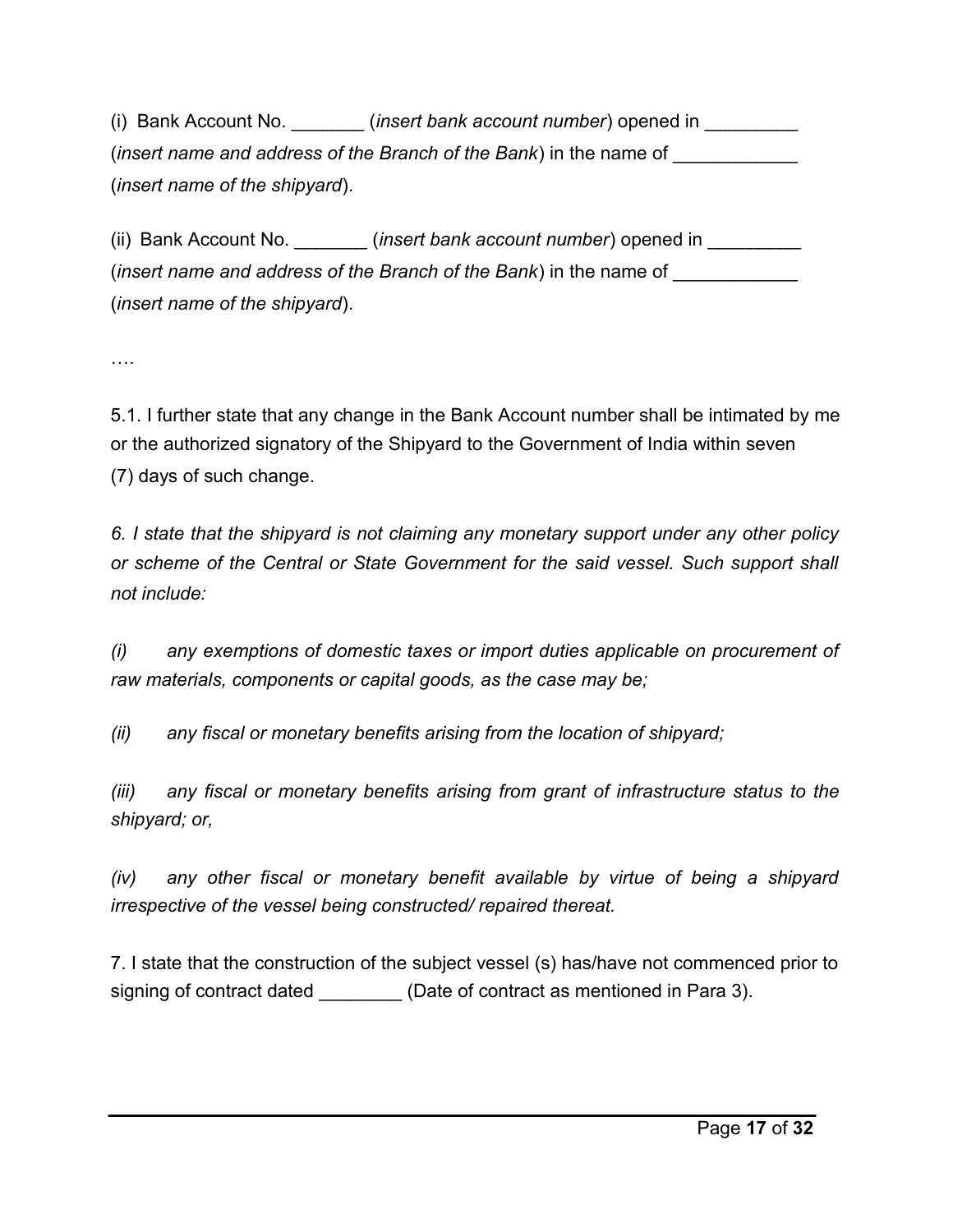(i) Bank Account No. _______ (*insert bank account number*) opened in _________ (*insert name and address of the Branch of the Bank*) in the name of ____________ (*insert name of the shipyard*).

(ii) Bank Account No. _______ (*insert bank account number*) opened in _________ (*insert name and address of the Branch of the Bank*) in the name of ____________ (*insert name of the shipyard*).

….

5.1. I further state that any change in the Bank Account number shall be intimated by me or the authorized signatory of the Shipyard to the Government of India within seven (7) days of such change.

*6. I state that the shipyard is not claiming any monetary support under any other policy or scheme of the Central or State Government for the said vessel. Such support shall not include:*

*(i) any exemptions of domestic taxes or import duties applicable on procurement of raw materials, components or capital goods, as the case may be;*

*(ii) any fiscal or monetary benefits arising from the location of shipyard;*

*(iii) any fiscal or monetary benefits arising from grant of infrastructure status to the shipyard; or,*

*(iv) any other fiscal or monetary benefit available by virtue of being a shipyard irrespective of the vessel being constructed/ repaired thereat.*

7. I state that the construction of the subject vessel (s) has/have not commenced prior to signing of contract dated ________ (Date of contract as mentioned in Para 3).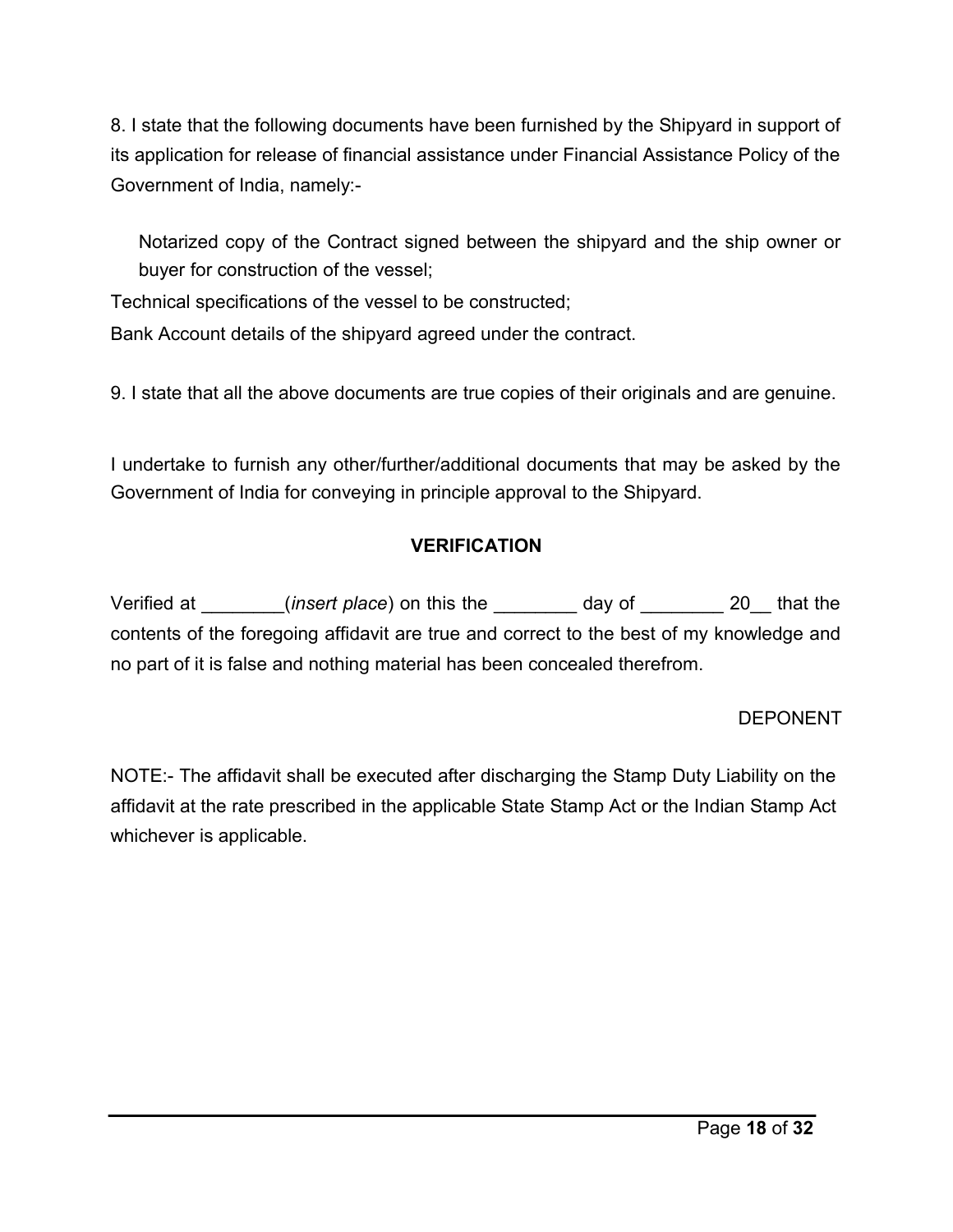8. I state that the following documents have been furnished by the Shipyard in support of its application for release of financial assistance under Financial Assistance Policy of the Government of India, namely:-

Notarized copy of the Contract signed between the shipyard and the ship owner or buyer for construction of the vessel;

Technical specifications of the vessel to be constructed;

Bank Account details of the shipyard agreed under the contract.

9. I state that all the above documents are true copies of their originals and are genuine.

I undertake to furnish any other/further/additional documents that may be asked by the Government of India for conveying in principle approval to the Shipyard.

**VERIFICATION**

Verified at ________(*insert place*) on this the ________ day of ________ 20__ that the contents of the foregoing affidavit are true and correct to the best of my knowledge and no part of it is false and nothing material has been concealed therefrom.

DEPONENT

NOTE:- The affidavit shall be executed after discharging the Stamp Duty Liability on the affidavit at the rate prescribed in the applicable State Stamp Act or the Indian Stamp Act whichever is applicable.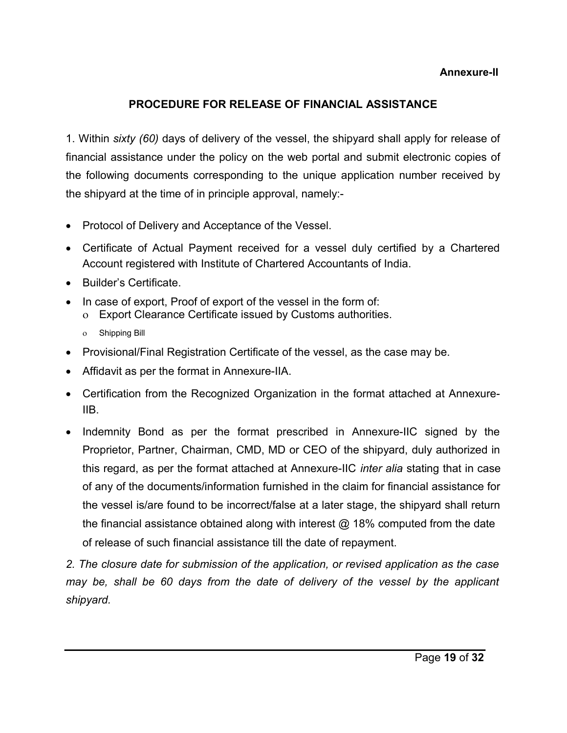**Annexure-II**

## PROCEDURE FOR RELEASE OF FINANCIAL ASSISTANCE

1. Within *sixty (60)* days of delivery of the vessel, the shipyard shall apply for release of financial assistance under the policy on the web portal and submit electronic copies of the following documents corresponding to the unique application number received by the shipyard at the time of in principle approval, namely:-

- Protocol of Delivery and Acceptance of the Vessel.
- Certificate of Actual Payment received for a vessel duly certified by a Chartered Account registered with Institute of Chartered Accountants of India.
- Builder's Certificate.
- In case of export, Proof of export of the vessel in the form of:
  - Export Clearance Certificate issued by Customs authorities.
  - Shipping Bill
- Provisional/Final Registration Certificate of the vessel, as the case may be.
- Affidavit as per the format in Annexure-IIA.
- Certification from the Recognized Organization in the format attached at Annexure-IIB.
- Indemnity Bond as per the format prescribed in Annexure-IIC signed by the Proprietor, Partner, Chairman, CMD, MD or CEO of the shipyard, duly authorized in this regard, as per the format attached at Annexure-IIC *inter alia* stating that in case of any of the documents/information furnished in the claim for financial assistance for the vessel is/are found to be incorrect/false at a later stage, the shipyard shall return the financial assistance obtained along with interest @ 18% computed from the date of release of such financial assistance till the date of repayment.

*2. The closure date for submission of the application, or revised application as the case may be, shall be 60 days from the date of delivery of the vessel by the applicant shipyard.*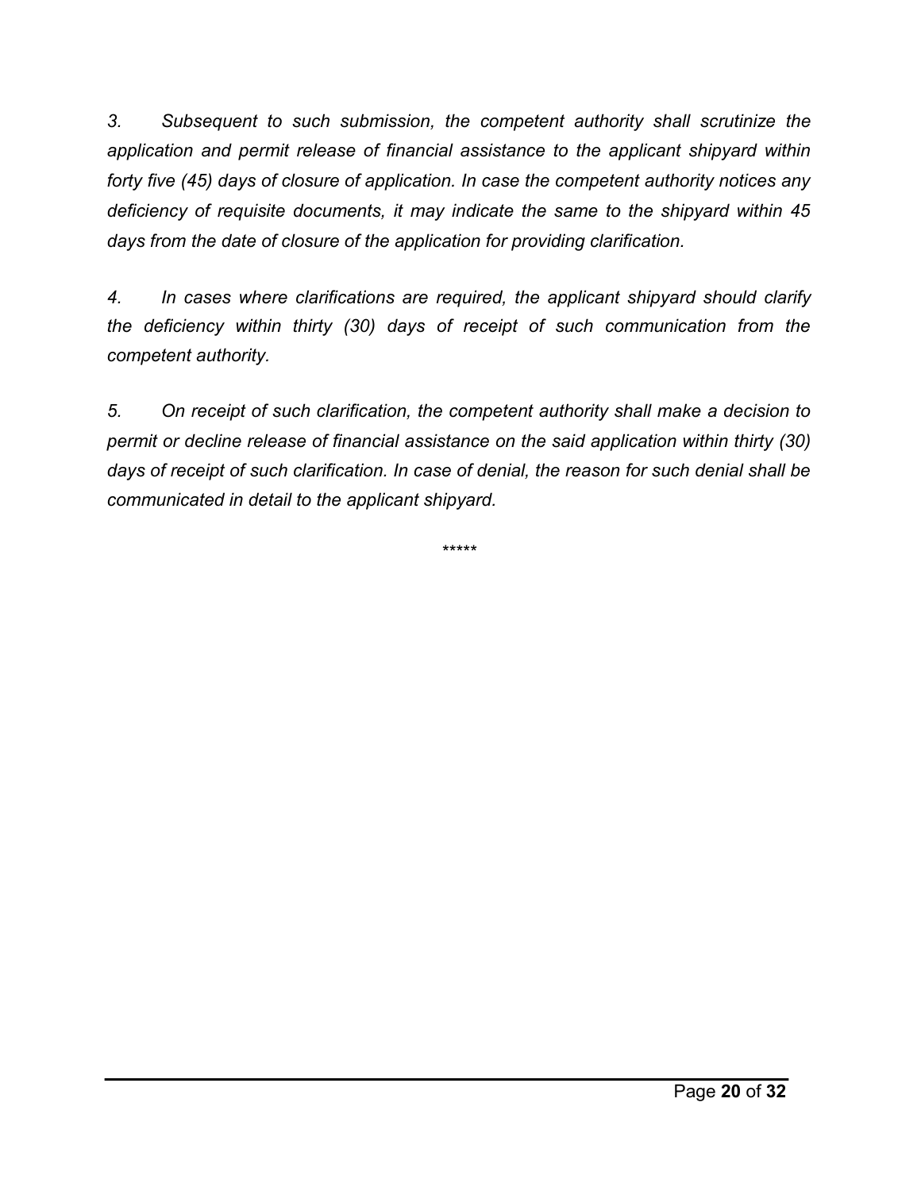*3. Subsequent to such submission, the competent authority shall scrutinize the application and permit release of financial assistance to the applicant shipyard within forty five (45) days of closure of application. In case the competent authority notices any deficiency of requisite documents, it may indicate the same to the shipyard within 45 days from the date of closure of the application for providing clarification.*

*4. In cases where clarifications are required, the applicant shipyard should clarify the deficiency within thirty (30) days of receipt of such communication from the competent authority.*

*5. On receipt of such clarification, the competent authority shall make a decision to permit or decline release of financial assistance on the said application within thirty (30) days of receipt of such clarification. In case of denial, the reason for such denial shall be communicated in detail to the applicant shipyard.*

*****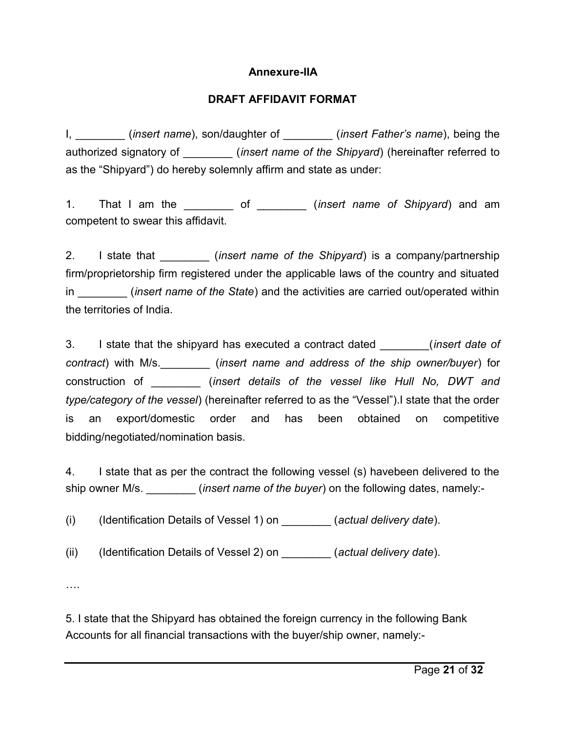**Annexure-IIA**

**DRAFT AFFIDAVIT FORMAT**

I, ________ (*insert name*), son/daughter of ________ (*insert Father's name*), being the authorized signatory of ________ (*insert name of the Shipyard*) (hereinafter referred to as the "Shipyard") do hereby solemnly affirm and state as under:

1. That I am the ________ of ________ (*insert name of Shipyard*) and am competent to swear this affidavit.

2. I state that ________ (*insert name of the Shipyard*) is a company/partnership firm/proprietorship firm registered under the applicable laws of the country and situated in ________ (*insert name of the State*) and the activities are carried out/operated within the territories of India.

3. I state that the shipyard has executed a contract dated ________(*insert date of contract*) with M/s.________ (*insert name and address of the ship owner/buyer*) for construction of ________ (*insert details of the vessel like Hull No, DWT and type/category of the vessel*) (hereinafter referred to as the "Vessel").I state that the order is an export/domestic order and has been obtained on competitive bidding/negotiated/nomination basis.

4. I state that as per the contract the following vessel (s) havebeen delivered to the ship owner M/s. ________ (*insert name of the buyer*) on the following dates, namely:-

(i) (Identification Details of Vessel 1) on ________ (*actual delivery date*).

(ii) (Identification Details of Vessel 2) on ________ (*actual delivery date*).

….

5. I state that the Shipyard has obtained the foreign currency in the following Bank Accounts for all financial transactions with the buyer/ship owner, namely:-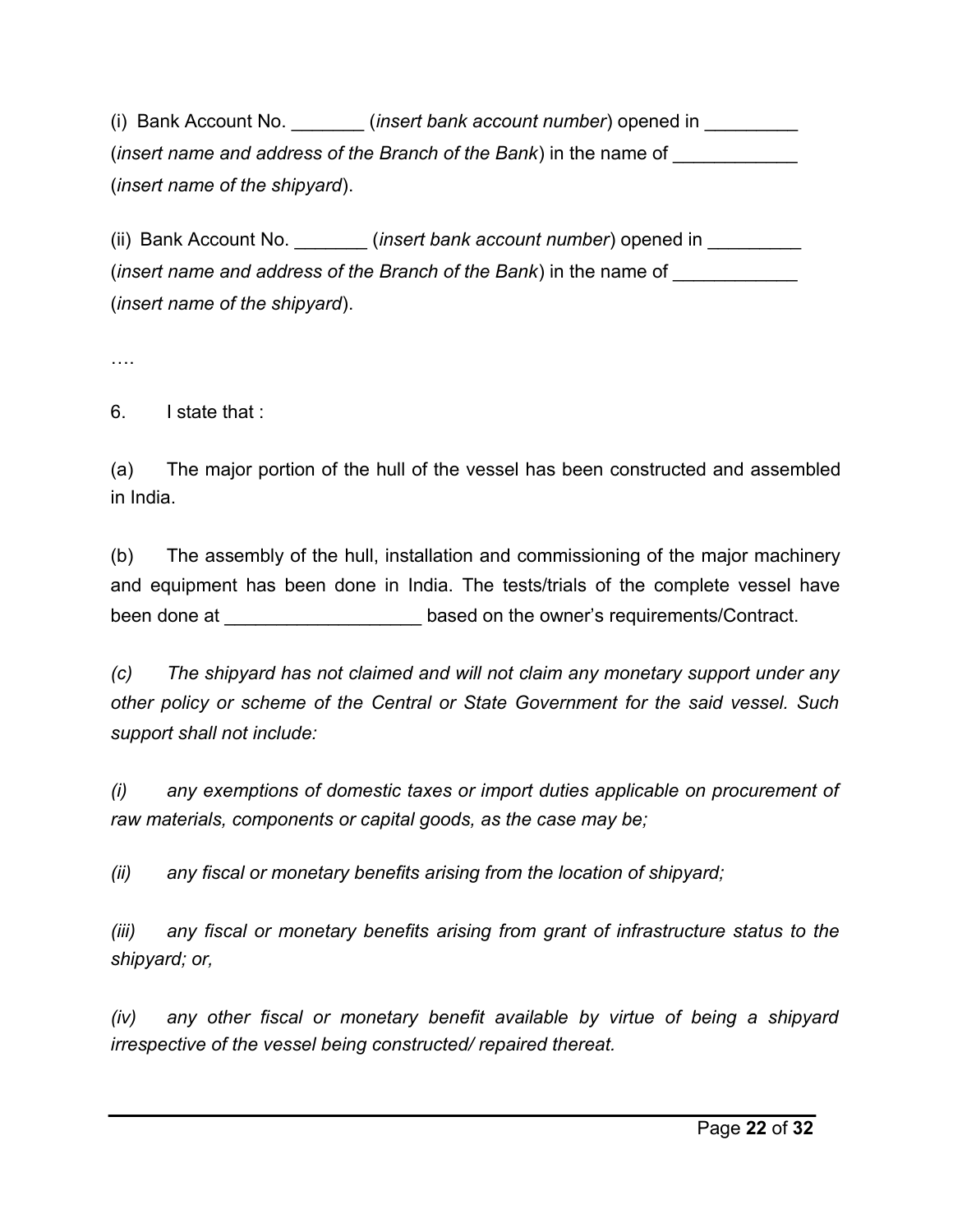(i) Bank Account No. _______ (*insert bank account number*) opened in _________ (*insert name and address of the Branch of the Bank*) in the name of ____________ (*insert name of the shipyard*).

(ii) Bank Account No. _______ (*insert bank account number*) opened in _________ (*insert name and address of the Branch of the Bank*) in the name of ____________ (*insert name of the shipyard*).

….

6. I state that :

(a) The major portion of the hull of the vessel has been constructed and assembled in India.

(b) The assembly of the hull, installation and commissioning of the major machinery and equipment has been done in India. The tests/trials of the complete vessel have been done at ___________________ based on the owner's requirements/Contract.

*(c) The shipyard has not claimed and will not claim any monetary support under any other policy or scheme of the Central or State Government for the said vessel. Such support shall not include:*

*(i) any exemptions of domestic taxes or import duties applicable on procurement of raw materials, components or capital goods, as the case may be;*

*(ii) any fiscal or monetary benefits arising from the location of shipyard;*

*(iii) any fiscal or monetary benefits arising from grant of infrastructure status to the shipyard; or,*

*(iv) any other fiscal or monetary benefit available by virtue of being a shipyard irrespective of the vessel being constructed/ repaired thereat.*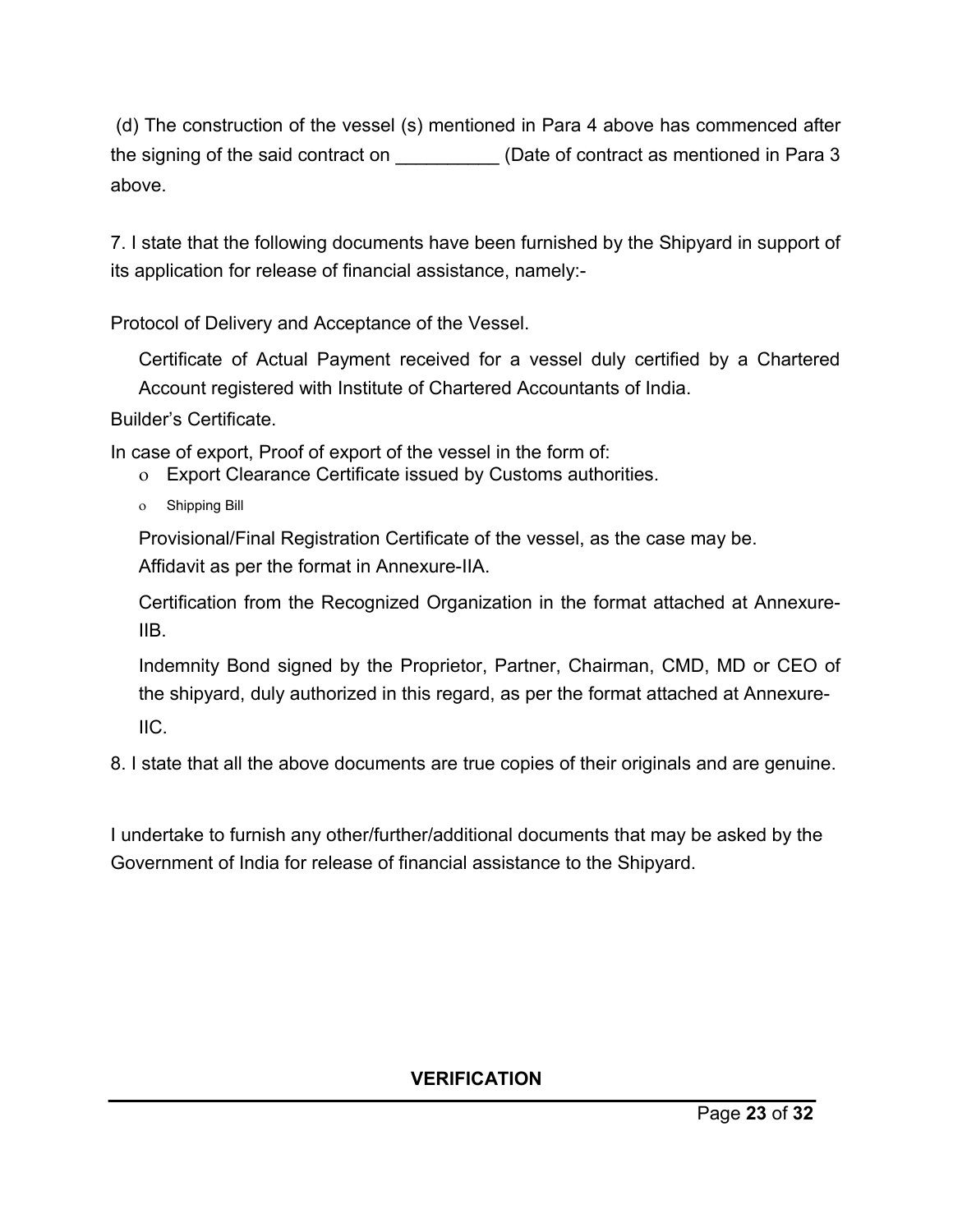(d) The construction of the vessel (s) mentioned in Para 4 above has commenced after the signing of the said contract on __________ (Date of contract as mentioned in Para 3 above.

7. I state that the following documents have been furnished by the Shipyard in support of its application for release of financial assistance, namely:-

Protocol of Delivery and Acceptance of the Vessel.

Certificate of Actual Payment received for a vessel duly certified by a Chartered Account registered with Institute of Chartered Accountants of India.

Builder's Certificate.

In case of export, Proof of export of the vessel in the form of:

- Export Clearance Certificate issued by Customs authorities.
- Shipping Bill

Provisional/Final Registration Certificate of the vessel, as the case may be.

Affidavit as per the format in Annexure-IIA.

Certification from the Recognized Organization in the format attached at Annexure-IIB.

Indemnity Bond signed by the Proprietor, Partner, Chairman, CMD, MD or CEO of the shipyard, duly authorized in this regard, as per the format attached at Annexure-IIC.

8. I state that all the above documents are true copies of their originals and are genuine.

I undertake to furnish any other/further/additional documents that may be asked by the Government of India for release of financial assistance to the Shipyard.

**VERIFICATION**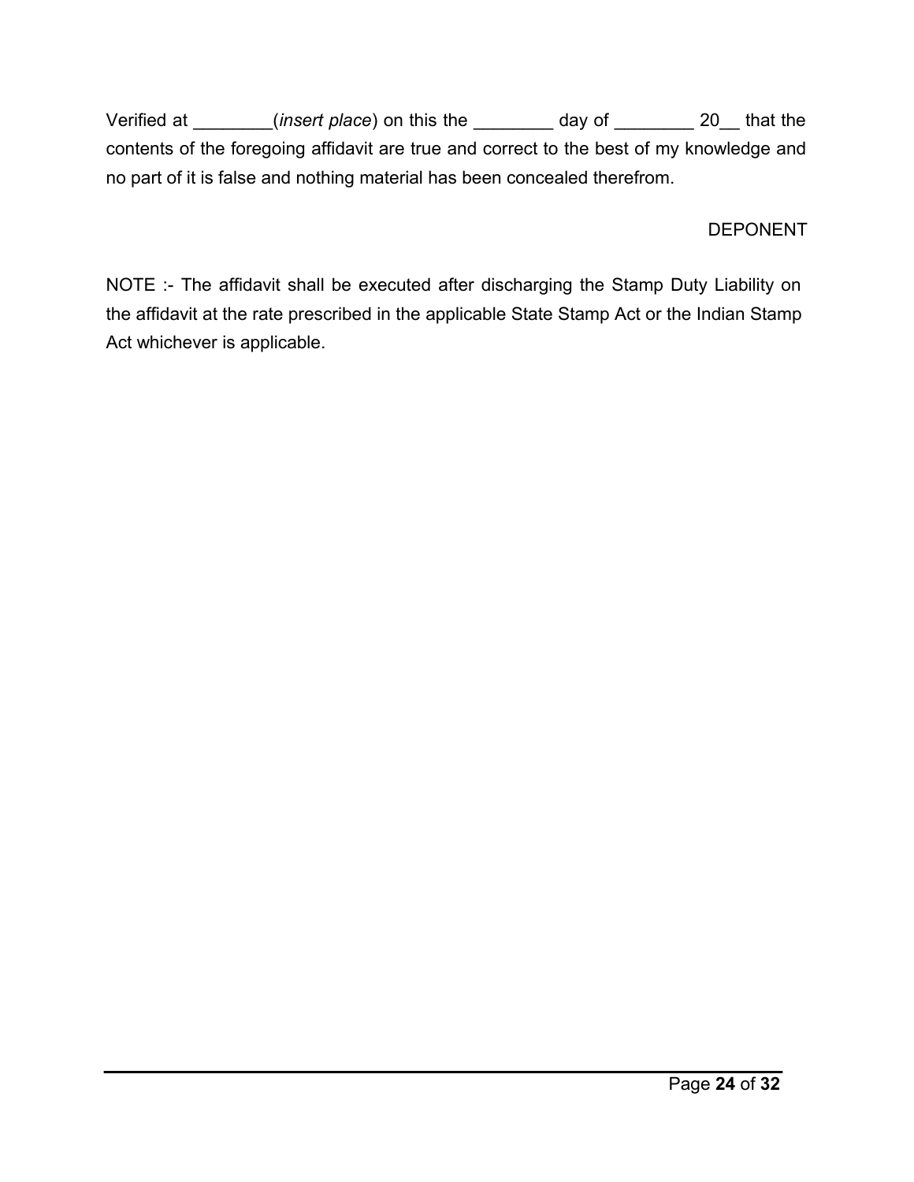Verified at ________(*insert place*) on this the ________ day of ________ 20__ that the contents of the foregoing affidavit are true and correct to the best of my knowledge and no part of it is false and nothing material has been concealed therefrom.

DEPONENT

NOTE :- The affidavit shall be executed after discharging the Stamp Duty Liability on the affidavit at the rate prescribed in the applicable State Stamp Act or the Indian Stamp Act whichever is applicable.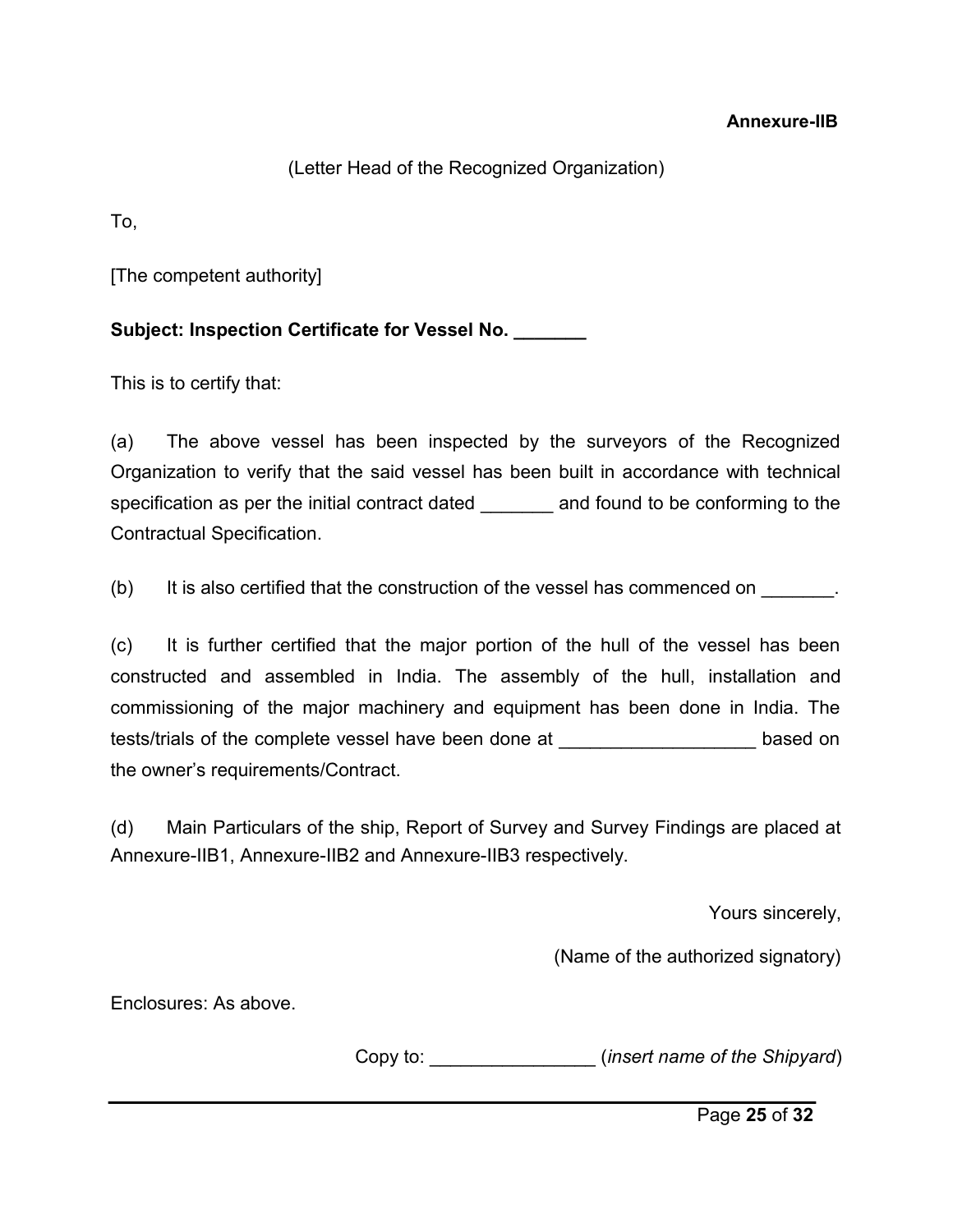**Annexure-IIB**

(Letter Head of the Recognized Organization)

To,

[The competent authority]

**Subject: Inspection Certificate for Vessel No. _______**

This is to certify that:

(a) The above vessel has been inspected by the surveyors of the Recognized Organization to verify that the said vessel has been built in accordance with technical specification as per the initial contract dated _______ and found to be conforming to the Contractual Specification.

(b) It is also certified that the construction of the vessel has commenced on _______.

(c) It is further certified that the major portion of the hull of the vessel has been constructed and assembled in India. The assembly of the hull, installation and commissioning of the major machinery and equipment has been done in India. The tests/trials of the complete vessel have been done at ___________________ based on the owner's requirements/Contract.

(d) Main Particulars of the ship, Report of Survey and Survey Findings are placed at Annexure-IIB1, Annexure-IIB2 and Annexure-IIB3 respectively.

Yours sincerely,

(Name of the authorized signatory)

Enclosures: As above.

Copy to: ________________ (*insert name of the Shipyard*)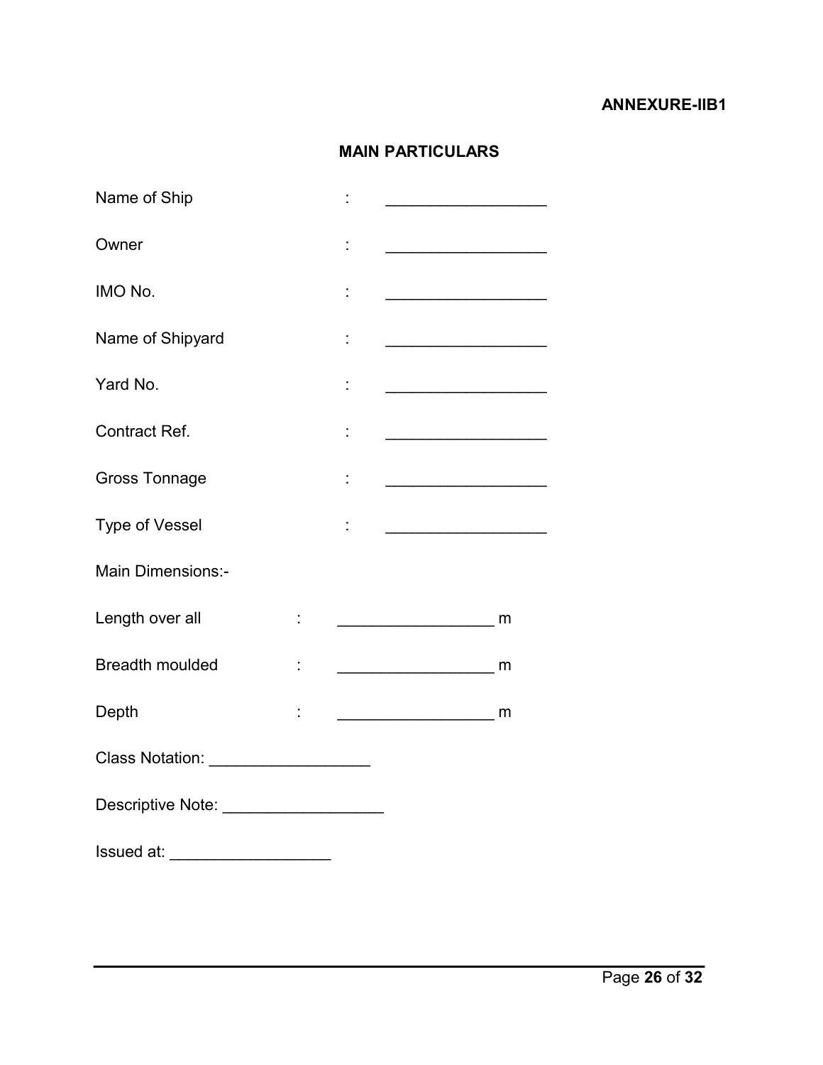**ANNEXURE-IIB1**

## MAIN PARTICULARS

Name of Ship : __________________

Owner : __________________

IMO No. : __________________

Name of Shipyard : __________________

Yard No. : __________________

Contract Ref. : __________________

Gross Tonnage : __________________

Type of Vessel : __________________

Main Dimensions:-

Length over all : __________________ m

Breadth moulded : __________________ m

Depth : __________________ m

Class Notation: __________________

Descriptive Note: __________________

Issued at: __________________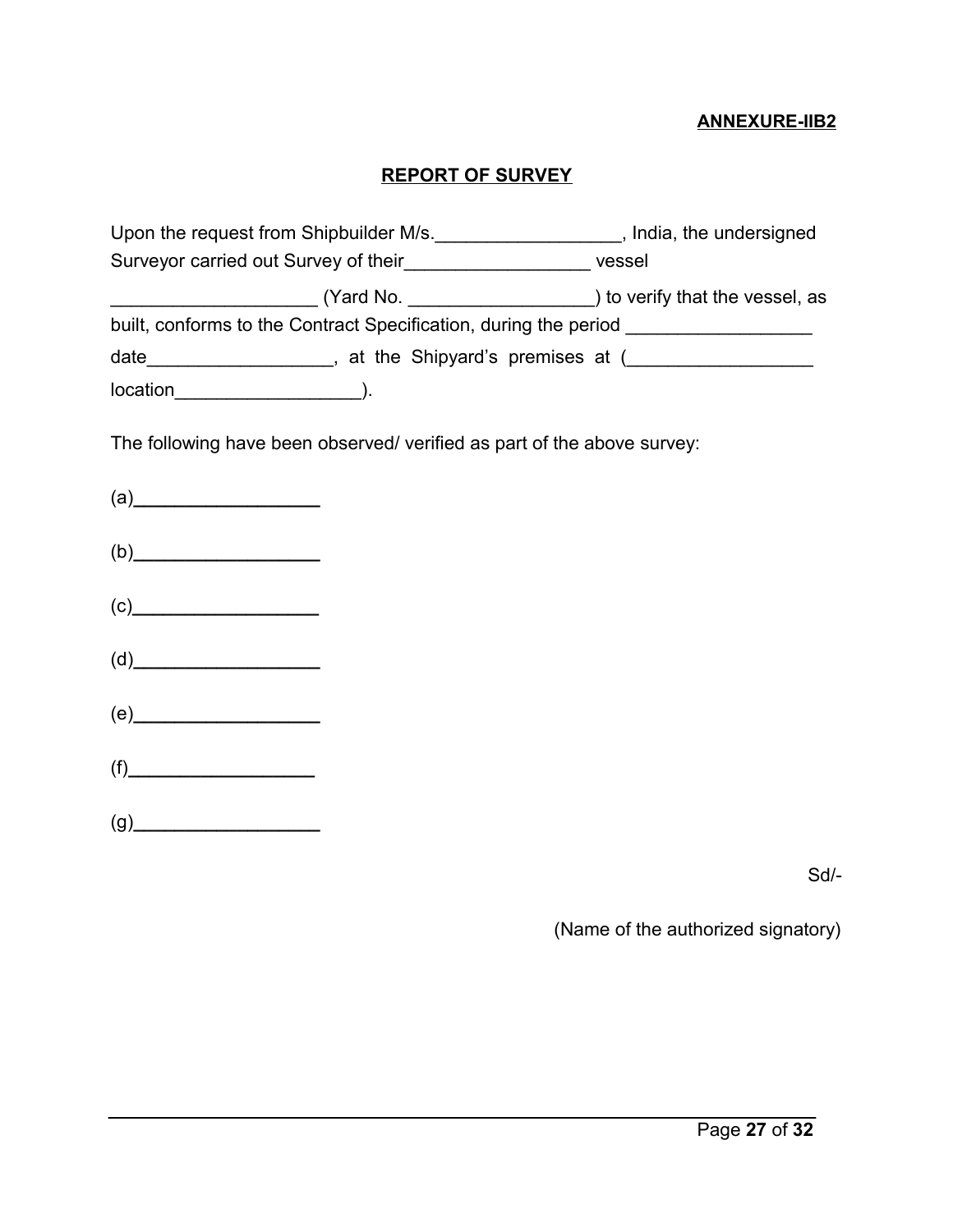**ANNEXURE-IIB2**

## REPORT OF SURVEY

Upon the request from Shipbuilder M/s.__________________, India, the undersigned Surveyor carried out Survey of their__________________ vessel ____________________ (Yard No. __________________) to verify that the vessel, as built, conforms to the Contract Specification, during the period __________________ date__________________, at the Shipyard's premises at (__________________ location__________________).

The following have been observed/ verified as part of the above survey:

(a)__________________

(b)__________________

(c)__________________

(d)__________________

(e)__________________

(f)__________________

(g)__________________

Sd/-

(Name of the authorized signatory)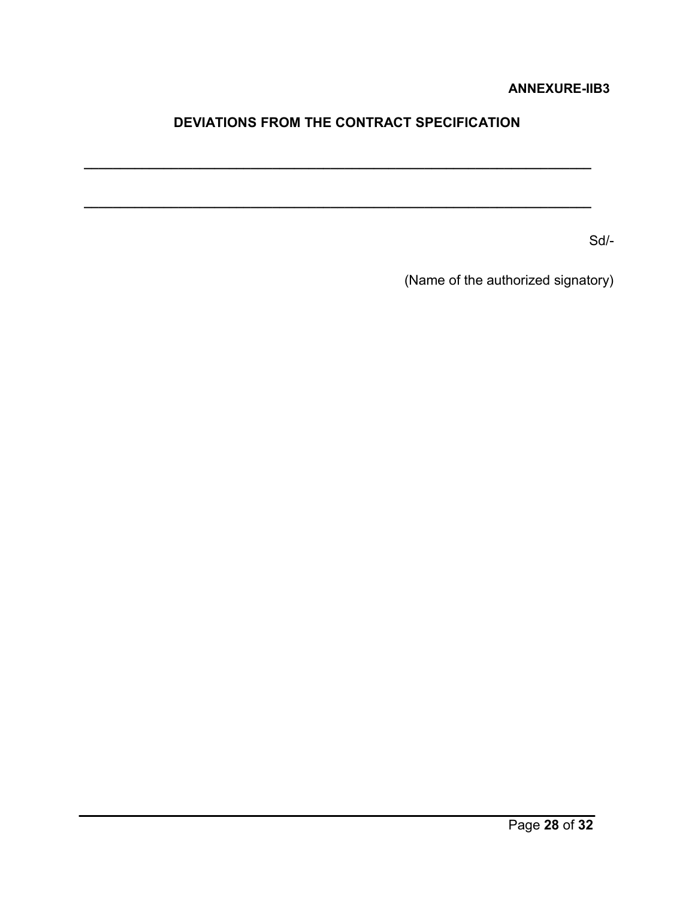**ANNEXURE-IIB3**

## DEVIATIONS FROM THE CONTRACT SPECIFICATION

___________________________________________________________________

___________________________________________________________________

Sd/-

(Name of the authorized signatory)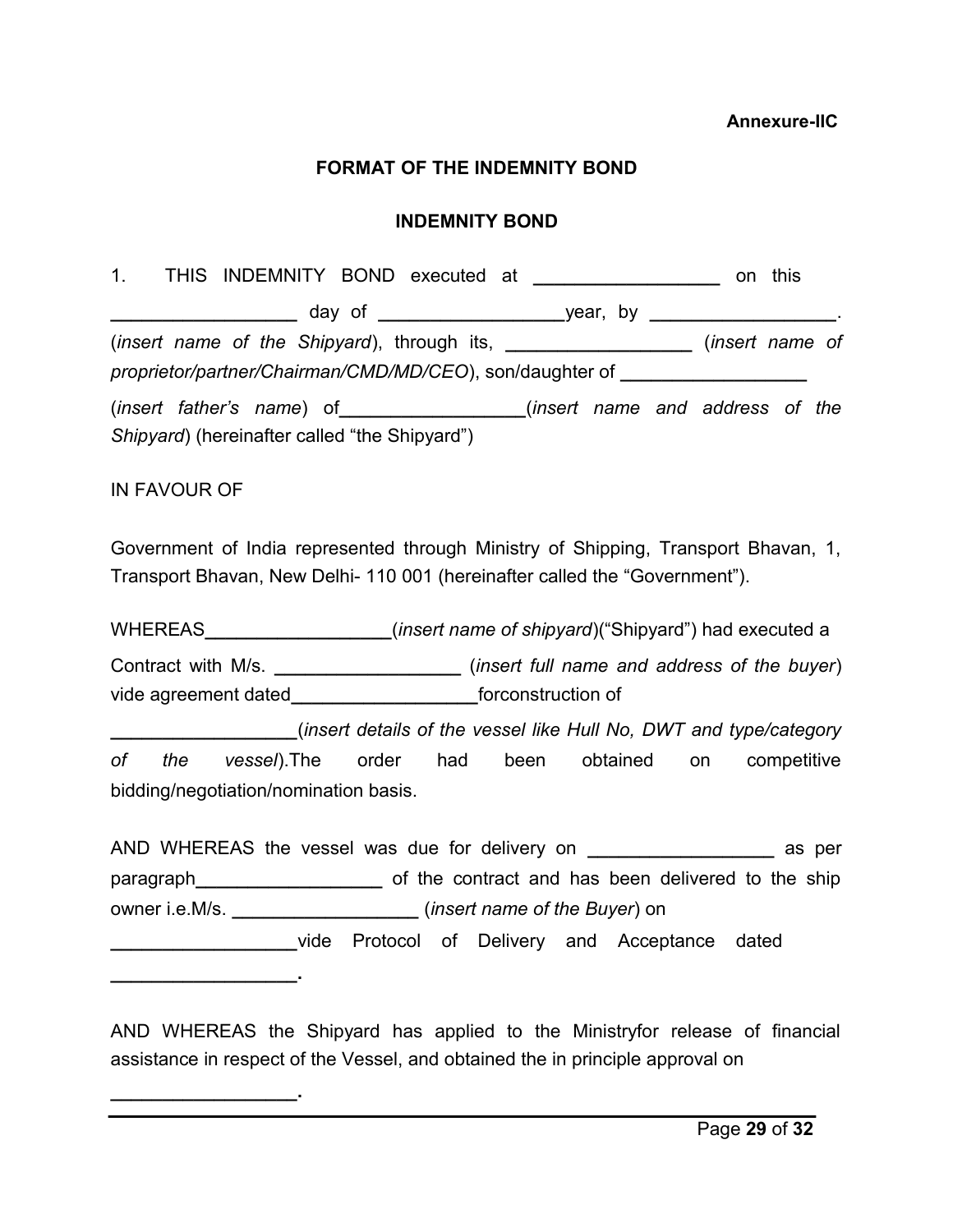**Annexure-IIC**

## FORMAT OF THE INDEMNITY BOND

## INDEMNITY BOND

1. THIS INDEMNITY BOND executed at __________________ on this __________________ day of __________________year, by __________________. (*insert name of the Shipyard*), through its, __________________ (*insert name of proprietor/partner/Chairman/CMD/MD/CEO*), son/daughter of __________________ (*insert father's name*) of__________________(*insert name and address of the Shipyard*) (hereinafter called "the Shipyard")

IN FAVOUR OF

Government of India represented through Ministry of Shipping, Transport Bhavan, 1, Transport Bhavan, New Delhi- 110 001 (hereinafter called the "Government").

WHEREAS__________________(*insert name of shipyard*)("Shipyard") had executed a Contract with M/s. __________________ (*insert full name and address of the buyer*) vide agreement dated__________________forconstruction of __________________(*insert details of the vessel like Hull No, DWT and type/category of the vessel*).The order had been obtained on competitive bidding/negotiation/nomination basis.

AND WHEREAS the vessel was due for delivery on __________________ as per paragraph__________________ of the contract and has been delivered to the ship owner i.e.M/s. __________________ (*insert name of the Buyer*) on __________________vide Protocol of Delivery and Acceptance dated __________________.

AND WHEREAS the Shipyard has applied to the Ministryfor release of financial assistance in respect of the Vessel, and obtained the in principle approval on __________________.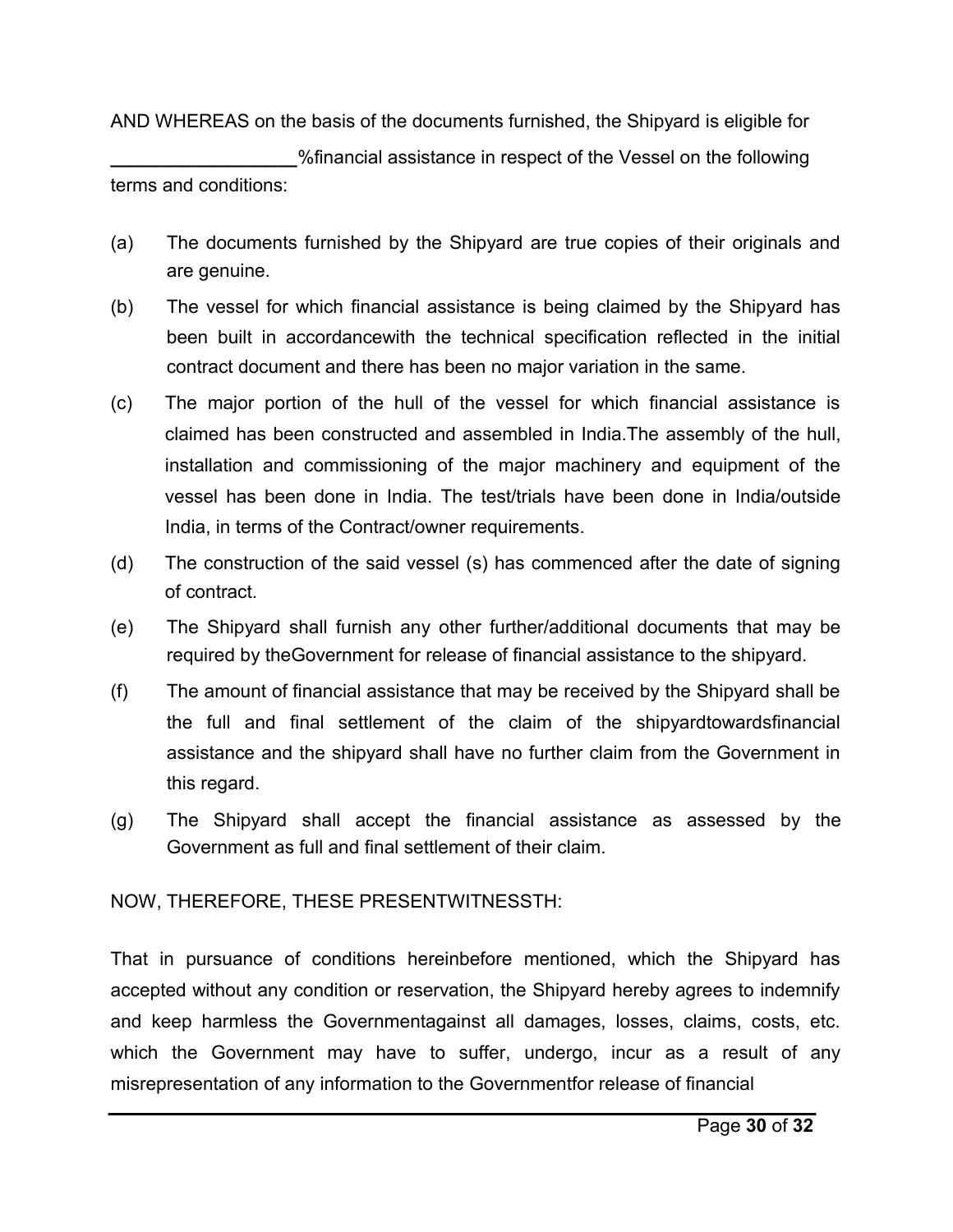AND WHEREAS on the basis of the documents furnished, the Shipyard is eligible for __________________%financial assistance in respect of the Vessel on the following terms and conditions:

(a) The documents furnished by the Shipyard are true copies of their originals and are genuine.

(b) The vessel for which financial assistance is being claimed by the Shipyard has been built in accordancewith the technical specification reflected in the initial contract document and there has been no major variation in the same.

(c) The major portion of the hull of the vessel for which financial assistance is claimed has been constructed and assembled in India.The assembly of the hull, installation and commissioning of the major machinery and equipment of the vessel has been done in India. The test/trials have been done in India/outside India, in terms of the Contract/owner requirements.

(d) The construction of the said vessel (s) has commenced after the date of signing of contract.

(e) The Shipyard shall furnish any other further/additional documents that may be required by theGovernment for release of financial assistance to the shipyard.

(f) The amount of financial assistance that may be received by the Shipyard shall be the full and final settlement of the claim of the shipyardtowardsfinancial assistance and the shipyard shall have no further claim from the Government in this regard.

(g) The Shipyard shall accept the financial assistance as assessed by the Government as full and final settlement of their claim.

NOW, THEREFORE, THESE PRESENTWITNESSTH:

That in pursuance of conditions hereinbefore mentioned, which the Shipyard has accepted without any condition or reservation, the Shipyard hereby agrees to indemnify and keep harmless the Governmentagainst all damages, losses, claims, costs, etc. which the Government may have to suffer, undergo, incur as a result of any misrepresentation of any information to the Governmentfor release of financial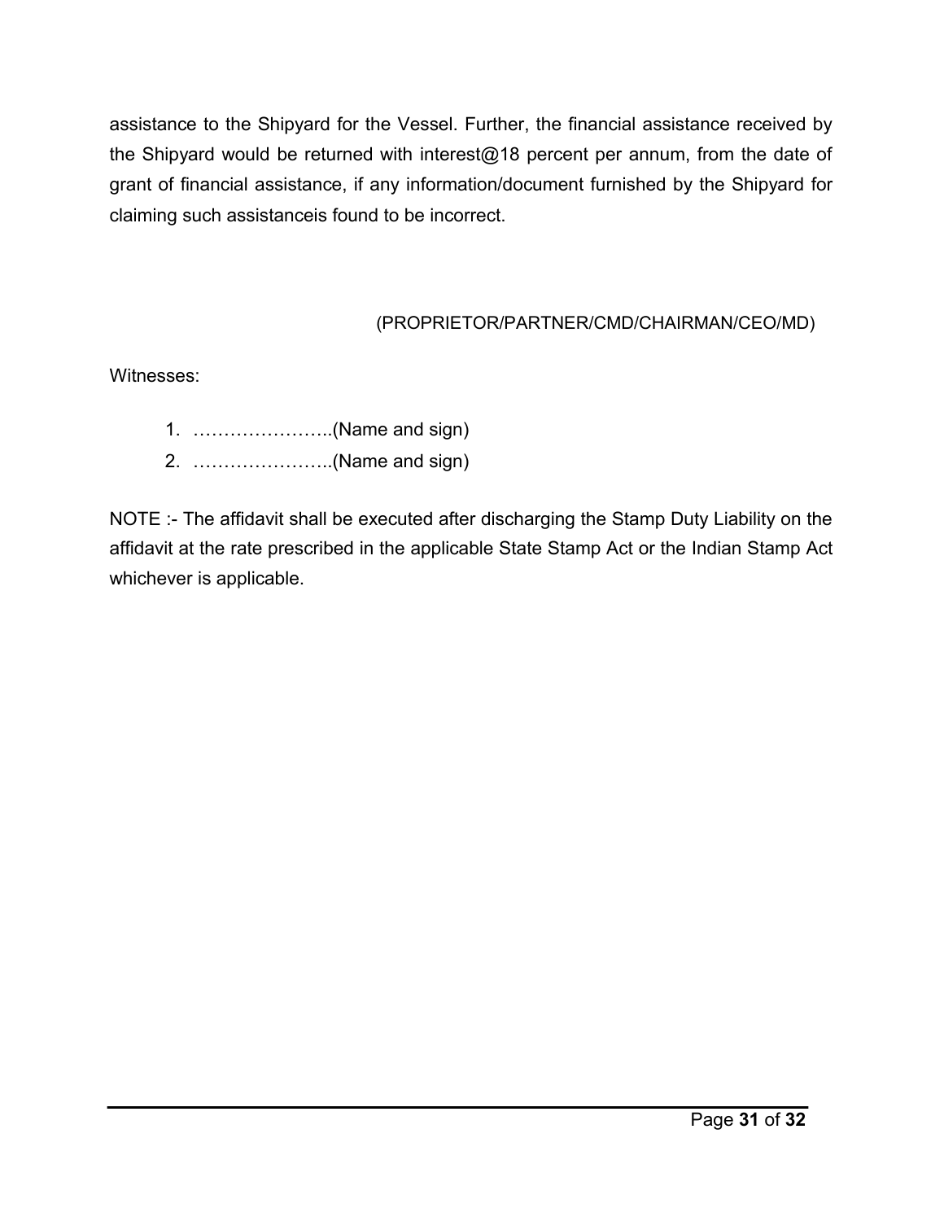assistance to the Shipyard for the Vessel. Further, the financial assistance received by the Shipyard would be returned with interest@18 percent per annum, from the date of grant of financial assistance, if any information/document furnished by the Shipyard for claiming such assistanceis found to be incorrect.

(PROPRIETOR/PARTNER/CMD/CHAIRMAN/CEO/MD)

Witnesses:

1. …………………..(Name and sign)
2. …………………..(Name and sign)

NOTE :- The affidavit shall be executed after discharging the Stamp Duty Liability on the affidavit at the rate prescribed in the applicable State Stamp Act or the Indian Stamp Act whichever is applicable.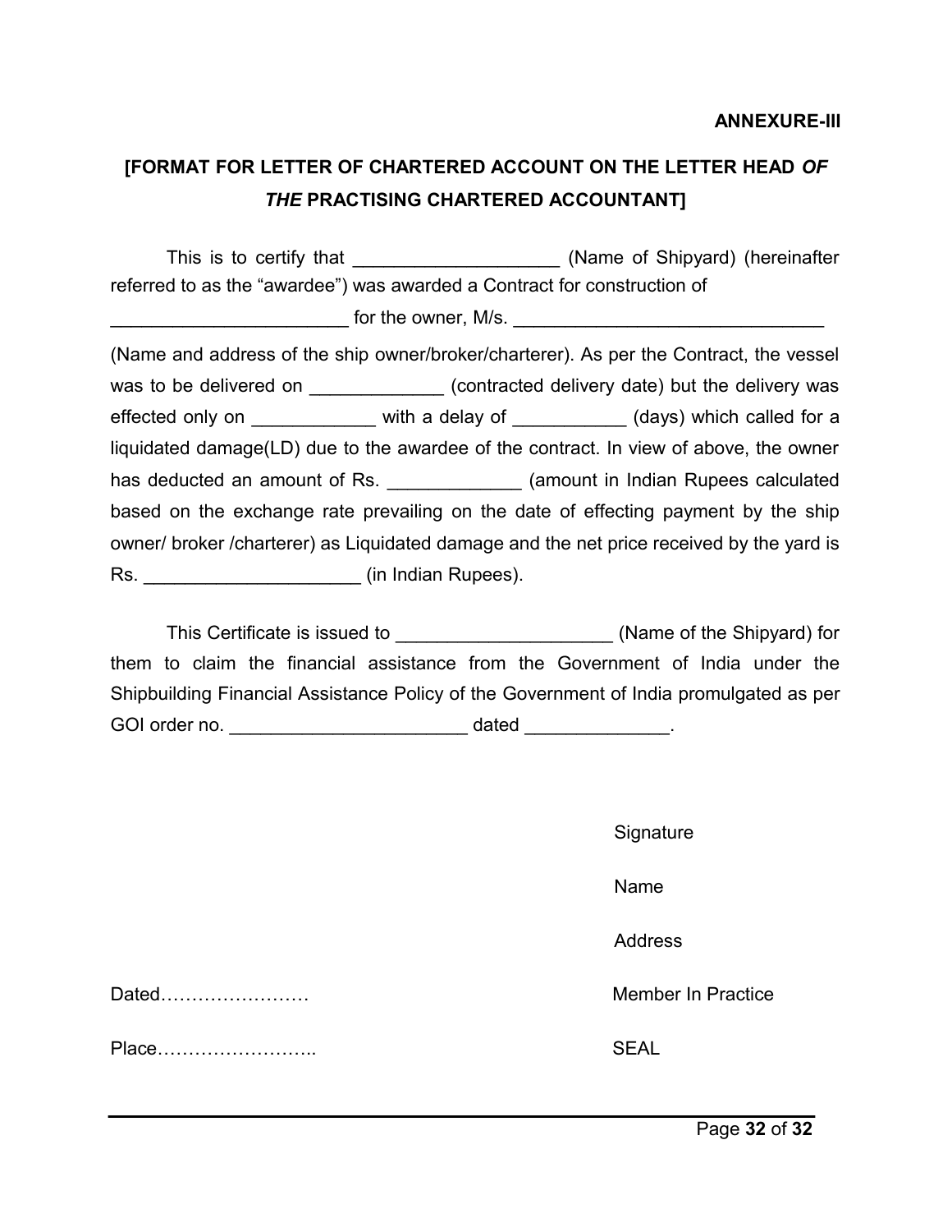**ANNEXURE-III**

**[FORMAT FOR LETTER OF CHARTERED ACCOUNT ON THE LETTER HEAD *OF THE* PRACTISING CHARTERED ACCOUNTANT]**

This is to certify that ____________________ (Name of Shipyard) (hereinafter referred to as the "awardee") was awarded a Contract for construction of _______________________ for the owner, M/s. ______________________________ (Name and address of the ship owner/broker/charterer). As per the Contract, the vessel was to be delivered on _____________ (contracted delivery date) but the delivery was effected only on ____________ with a delay of ___________ (days) which called for a liquidated damage(LD) due to the awardee of the contract. In view of above, the owner has deducted an amount of Rs. _____________ (amount in Indian Rupees calculated based on the exchange rate prevailing on the date of effecting payment by the ship owner/ broker /charterer) as Liquidated damage and the net price received by the yard is Rs. _____________________ (in Indian Rupees).

This Certificate is issued to _____________________ (Name of the Shipyard) for them to claim the financial assistance from the Government of India under the Shipbuilding Financial Assistance Policy of the Government of India promulgated as per GOI order no. _______________________ dated ______________.

Signature

Name

Address

Dated…………………… Member In Practice

Place…………………….. SEAL